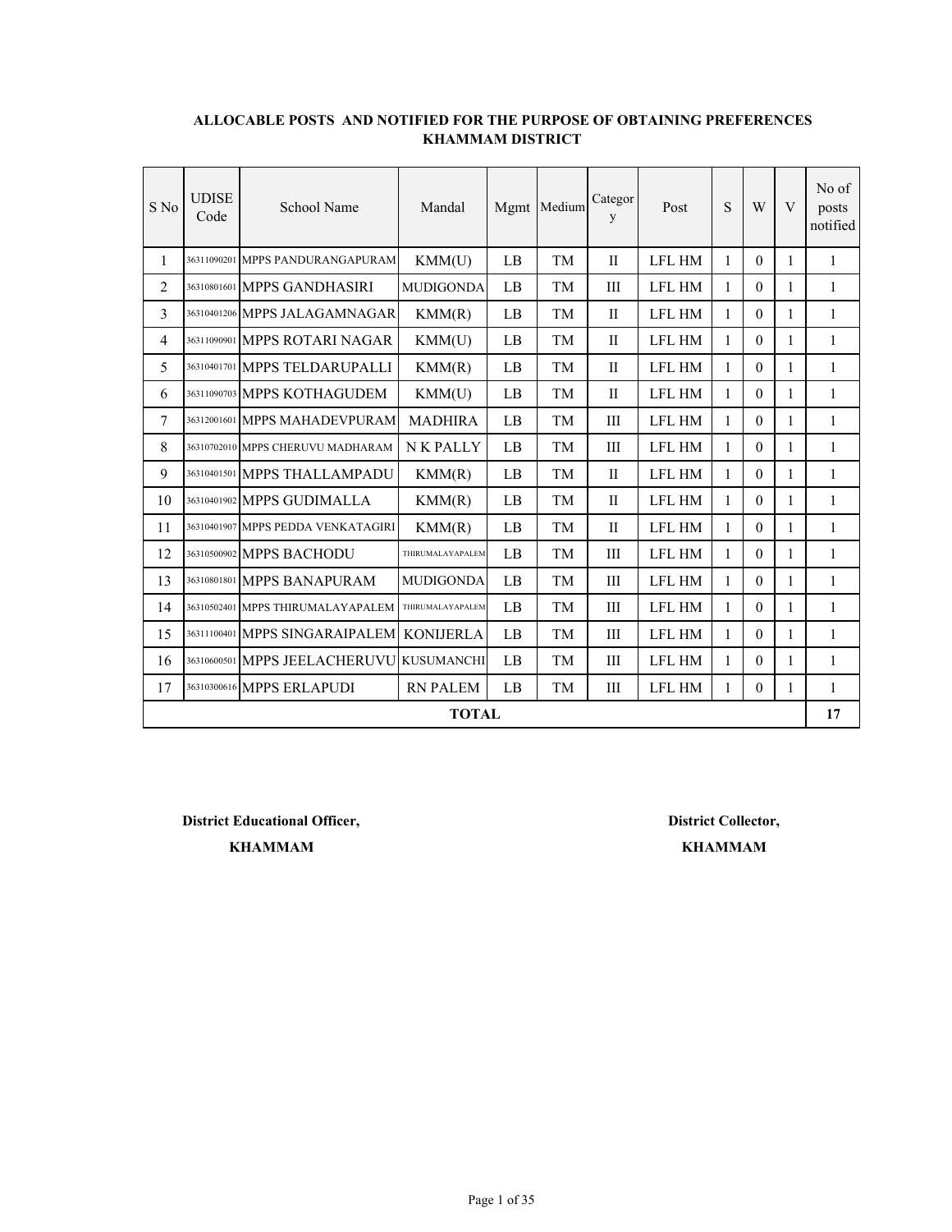**ALLOCABLE POSTS AND NOTIFIED FOR THE PURPOSE OF OBTAINING PREFERENCES**
**KHAMMAM DISTRICT**

| S No | UDISE Code | School Name | Mandal | Mgmt | Medium | Category | Post | S | W | V | No of posts notified |
|---|---|---|---|---|---|---|---|---|---|---|---|
| 1 | 36311090201 | MPPS PANDURANGAPURAM | KMM(U) | LB | TM | II | LFL HM | 1 | 0 | 1 | 1 |
| 2 | 36310801601 | MPPS GANDHASIRI | MUDIGONDA | LB | TM | III | LFL HM | 1 | 0 | 1 | 1 |
| 3 | 36310401206 | MPPS JALAGAMNAGAR | KMM(R) | LB | TM | II | LFL HM | 1 | 0 | 1 | 1 |
| 4 | 36311090901 | MPPS ROTARI NAGAR | KMM(U) | LB | TM | II | LFL HM | 1 | 0 | 1 | 1 |
| 5 | 36310401701 | MPPS TELDARUPALLI | KMM(R) | LB | TM | II | LFL HM | 1 | 0 | 1 | 1 |
| 6 | 36311090703 | MPPS KOTHAGUDEM | KMM(U) | LB | TM | II | LFL HM | 1 | 0 | 1 | 1 |
| 7 | 36312001601 | MPPS MAHADEVPURAM | MADHIRA | LB | TM | III | LFL HM | 1 | 0 | 1 | 1 |
| 8 | 36310702010 | MPPS CHERUVU MADHARAM | N K PALLY | LB | TM | III | LFL HM | 1 | 0 | 1 | 1 |
| 9 | 36310401501 | MPPS THALLAMPADU | KMM(R) | LB | TM | II | LFL HM | 1 | 0 | 1 | 1 |
| 10 | 36310401902 | MPPS GUDIMALLA | KMM(R) | LB | TM | II | LFL HM | 1 | 0 | 1 | 1 |
| 11 | 36310401907 | MPPS PEDDA VENKATAGIRI | KMM(R) | LB | TM | II | LFL HM | 1 | 0 | 1 | 1 |
| 12 | 36310500902 | MPPS BACHODU | THIRUMALAYAPALEM | LB | TM | III | LFL HM | 1 | 0 | 1 | 1 |
| 13 | 36310801801 | MPPS BANAPURAM | MUDIGONDA | LB | TM | III | LFL HM | 1 | 0 | 1 | 1 |
| 14 | 36310502401 | MPPS THIRUMALAYAPALEM | THIRUMALAYAPALEM | LB | TM | III | LFL HM | 1 | 0 | 1 | 1 |
| 15 | 36311100401 | MPPS SINGARAIPALEM | KONIJERLA | LB | TM | III | LFL HM | 1 | 0 | 1 | 1 |
| 16 | 36310600501 | MPPS JEELACHERUVU | KUSUMANCHI | LB | TM | III | LFL HM | 1 | 0 | 1 | 1 |
| 17 | 36310300616 | MPPS ERLAPUDI | RN PALEM | LB | TM | III | LFL HM | 1 | 0 | 1 | 1 |
| **TOTAL** | | | | | | | | | | | **17** |

**District Educational Officer,**
**KHAMMAM**

**District Collector,**
**KHAMMAM**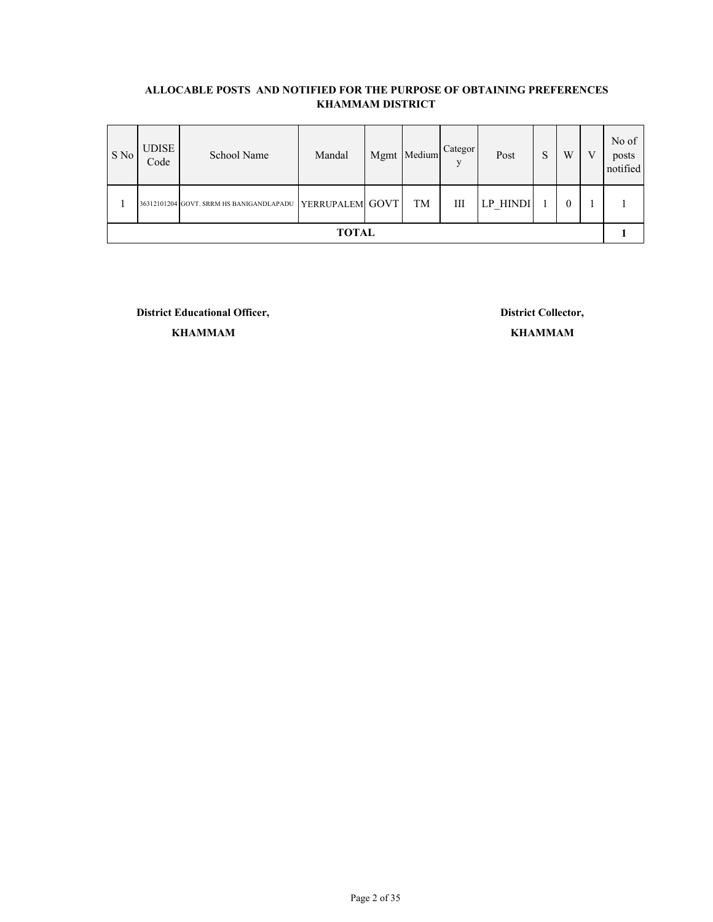**ALLOCABLE POSTS AND NOTIFIED FOR THE PURPOSE OF OBTAINING PREFERENCES**
**KHAMMAM DISTRICT**

| S No | UDISE Code | School Name | Mandal | Mgmt | Medium | Category | Post | S | W | V | No of posts notified |
|---|---|---|---|---|---|---|---|---|---|---|---|
| 1 | 36312101204 | GOVT. SRRM HS BANIGANDLAPADU | YERRUPALEM | GOVT | TM | III | LP_HINDI | 1 | 0 | 1 | 1 |
| **TOTAL** | | | | | | | | | | | **1** |

**District Educational Officer,**
**KHAMMAM**

**District Collector,**
**KHAMMAM**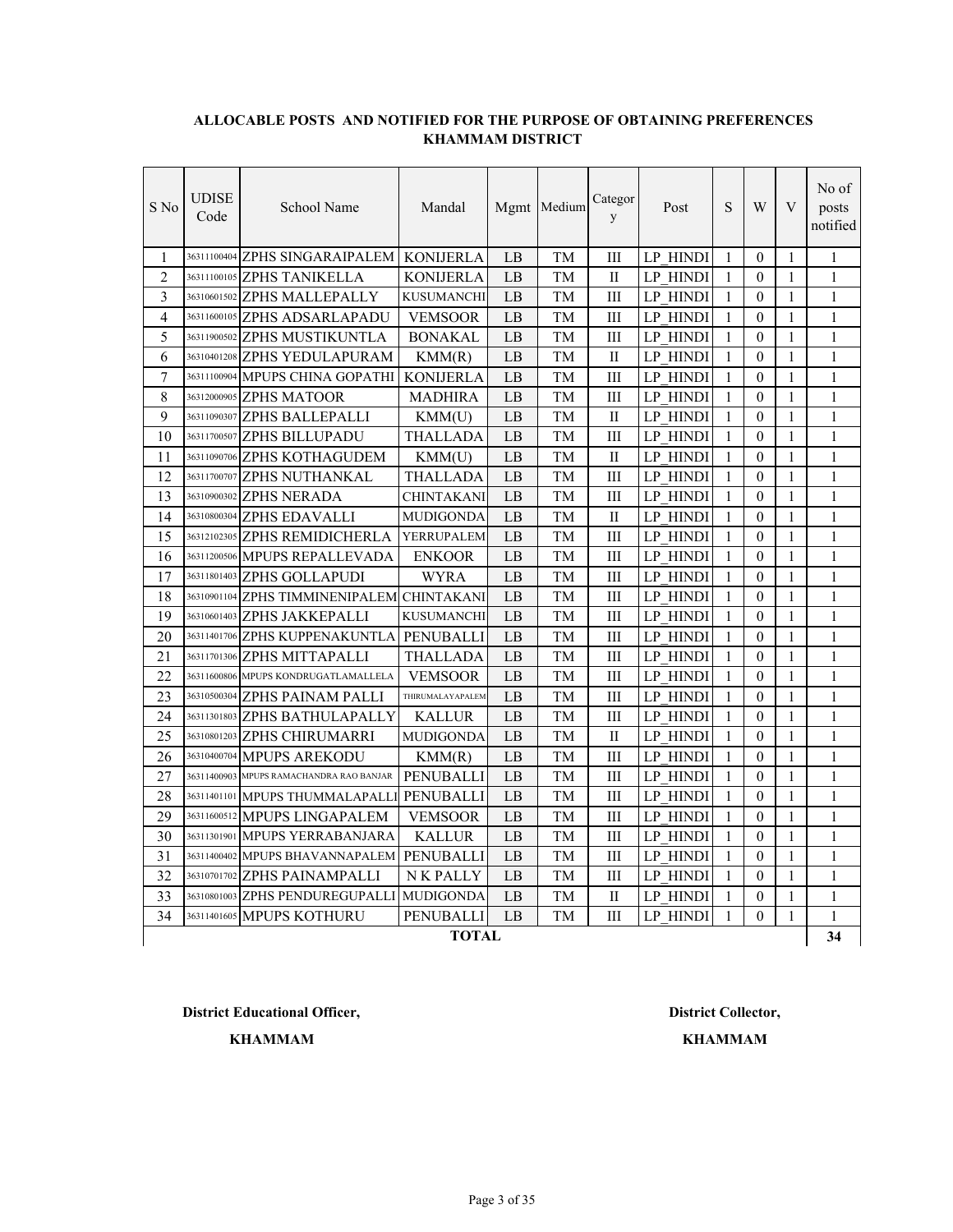**ALLOCABLE POSTS AND NOTIFIED FOR THE PURPOSE OF OBTAINING PREFERENCES**
**KHAMMAM DISTRICT**

| S No | UDISE Code | School Name | Mandal | Mgmt | Medium | Category | Post | S | W | V | No of posts notified |
|---|---|---|---|---|---|---|---|---|---|---|---|
| 1 | 36311100404 | ZPHS SINGARAIPALEM | KONIJERLA | LB | TM | III | LP_HINDI | 1 | 0 | 1 | 1 |
| 2 | 36311100105 | ZPHS TANIKELLA | KONIJERLA | LB | TM | II | LP_HINDI | 1 | 0 | 1 | 1 |
| 3 | 36310601502 | ZPHS MALLEPALLY | KUSUMANCHI | LB | TM | III | LP_HINDI | 1 | 0 | 1 | 1 |
| 4 | 36311600105 | ZPHS ADSARLAPADU | VEMSOOR | LB | TM | III | LP_HINDI | 1 | 0 | 1 | 1 |
| 5 | 36311900502 | ZPHS MUSTIKUNTLA | BONAKAL | LB | TM | III | LP_HINDI | 1 | 0 | 1 | 1 |
| 6 | 36310401208 | ZPHS YEDULAPURAM | KMM(R) | LB | TM | II | LP_HINDI | 1 | 0 | 1 | 1 |
| 7 | 36311100904 | MPUPS CHINA GOPATHI | KONIJERLA | LB | TM | III | LP_HINDI | 1 | 0 | 1 | 1 |
| 8 | 36312000905 | ZPHS MATOOR | MADHIRA | LB | TM | III | LP_HINDI | 1 | 0 | 1 | 1 |
| 9 | 36311090307 | ZPHS BALLEPALLI | KMM(U) | LB | TM | II | LP_HINDI | 1 | 0 | 1 | 1 |
| 10 | 36311700507 | ZPHS BILLUPADU | THALLADA | LB | TM | III | LP_HINDI | 1 | 0 | 1 | 1 |
| 11 | 36311090706 | ZPHS KOTHAGUDEM | KMM(U) | LB | TM | II | LP_HINDI | 1 | 0 | 1 | 1 |
| 12 | 36311700707 | ZPHS NUTHANKAL | THALLADA | LB | TM | III | LP_HINDI | 1 | 0 | 1 | 1 |
| 13 | 36310900302 | ZPHS NERADA | CHINTAKANI | LB | TM | III | LP_HINDI | 1 | 0 | 1 | 1 |
| 14 | 36310800304 | ZPHS EDAVALLI | MUDIGONDA | LB | TM | II | LP_HINDI | 1 | 0 | 1 | 1 |
| 15 | 36312102305 | ZPHS REMIDICHERLA | YERRUPALEM | LB | TM | III | LP_HINDI | 1 | 0 | 1 | 1 |
| 16 | 36311200506 | MPUPS REPALLEVADA | ENKOOR | LB | TM | III | LP_HINDI | 1 | 0 | 1 | 1 |
| 17 | 36311801403 | ZPHS GOLLAPUDI | WYRA | LB | TM | III | LP_HINDI | 1 | 0 | 1 | 1 |
| 18 | 36310901104 | ZPHS TIMMINENIPALEM | CHINTAKANI | LB | TM | III | LP_HINDI | 1 | 0 | 1 | 1 |
| 19 | 36310601403 | ZPHS JAKKEPALLI | KUSUMANCHI | LB | TM | III | LP_HINDI | 1 | 0 | 1 | 1 |
| 20 | 36311401706 | ZPHS KUPPENAKUNTLA | PENUBALLI | LB | TM | III | LP_HINDI | 1 | 0 | 1 | 1 |
| 21 | 36311701306 | ZPHS MITTAPALLI | THALLADA | LB | TM | III | LP_HINDI | 1 | 0 | 1 | 1 |
| 22 | 36311600806 | MPUPS KONDRUGATLAMALLELA | VEMSOOR | LB | TM | III | LP_HINDI | 1 | 0 | 1 | 1 |
| 23 | 36310500304 | ZPHS PAINAM PALLI | THIRUMALAYAPALEM | LB | TM | III | LP_HINDI | 1 | 0 | 1 | 1 |
| 24 | 36311301803 | ZPHS BATHULAPALLY | KALLUR | LB | TM | III | LP_HINDI | 1 | 0 | 1 | 1 |
| 25 | 36310801203 | ZPHS CHIRUMARRI | MUDIGONDA | LB | TM | II | LP_HINDI | 1 | 0 | 1 | 1 |
| 26 | 36310400704 | MPUPS AREKODU | KMM(R) | LB | TM | III | LP_HINDI | 1 | 0 | 1 | 1 |
| 27 | 36311400903 | MPUPS RAMACHANDRA RAO BANJAR | PENUBALLI | LB | TM | III | LP_HINDI | 1 | 0 | 1 | 1 |
| 28 | 36311401101 | MPUPS THUMMALAPALLI | PENUBALLI | LB | TM | III | LP_HINDI | 1 | 0 | 1 | 1 |
| 29 | 36311600512 | MPUPS LINGAPALEM | VEMSOOR | LB | TM | III | LP_HINDI | 1 | 0 | 1 | 1 |
| 30 | 36311301901 | MPUPS YERRABANJARA | KALLUR | LB | TM | III | LP_HINDI | 1 | 0 | 1 | 1 |
| 31 | 36311400402 | MPUPS BHAVANNAPALEM | PENUBALLI | LB | TM | III | LP_HINDI | 1 | 0 | 1 | 1 |
| 32 | 36310701702 | ZPHS PAINAMPALLI | N K PALLY | LB | TM | III | LP_HINDI | 1 | 0 | 1 | 1 |
| 33 | 36310801003 | ZPHS PENDUREGUPALLI | MUDIGONDA | LB | TM | II | LP_HINDI | 1 | 0 | 1 | 1 |
| 34 | 36311401605 | MPUPS KOTHURU | PENUBALLI | LB | TM | III | LP_HINDI | 1 | 0 | 1 | 1 |
| | | | **TOTAL** | | | | | | | | **34** |

**District Educational Officer,**
**KHAMMAM**

**District Collector,**
**KHAMMAM**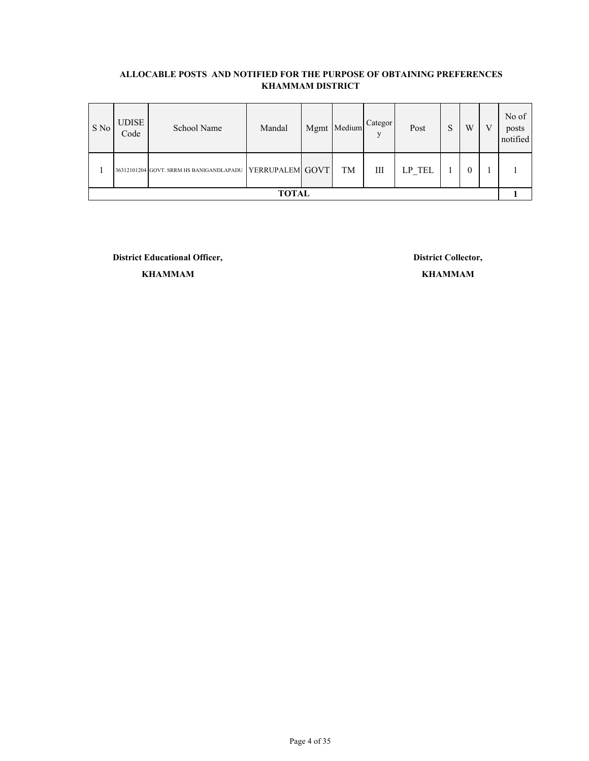**ALLOCABLE POSTS AND NOTIFIED FOR THE PURPOSE OF OBTAINING PREFERENCES**
**KHAMMAM DISTRICT**

| S No | UDISE Code | School Name | Mandal | Mgmt | Medium | Category | Post | S | W | V | No of posts notified |
|---|---|---|---|---|---|---|---|---|---|---|---|
| 1 | 36312101204 | GOVT. SRRM HS BANIGANDLAPADU | YERRUPALEM | GOVT | TM | III | LP_TEL | 1 | 0 | 1 | 1 |
| **TOTAL** | | | | | | | | | | | **1** |

**District Educational Officer,**
**KHAMMAM**

**District Collector,**
**KHAMMAM**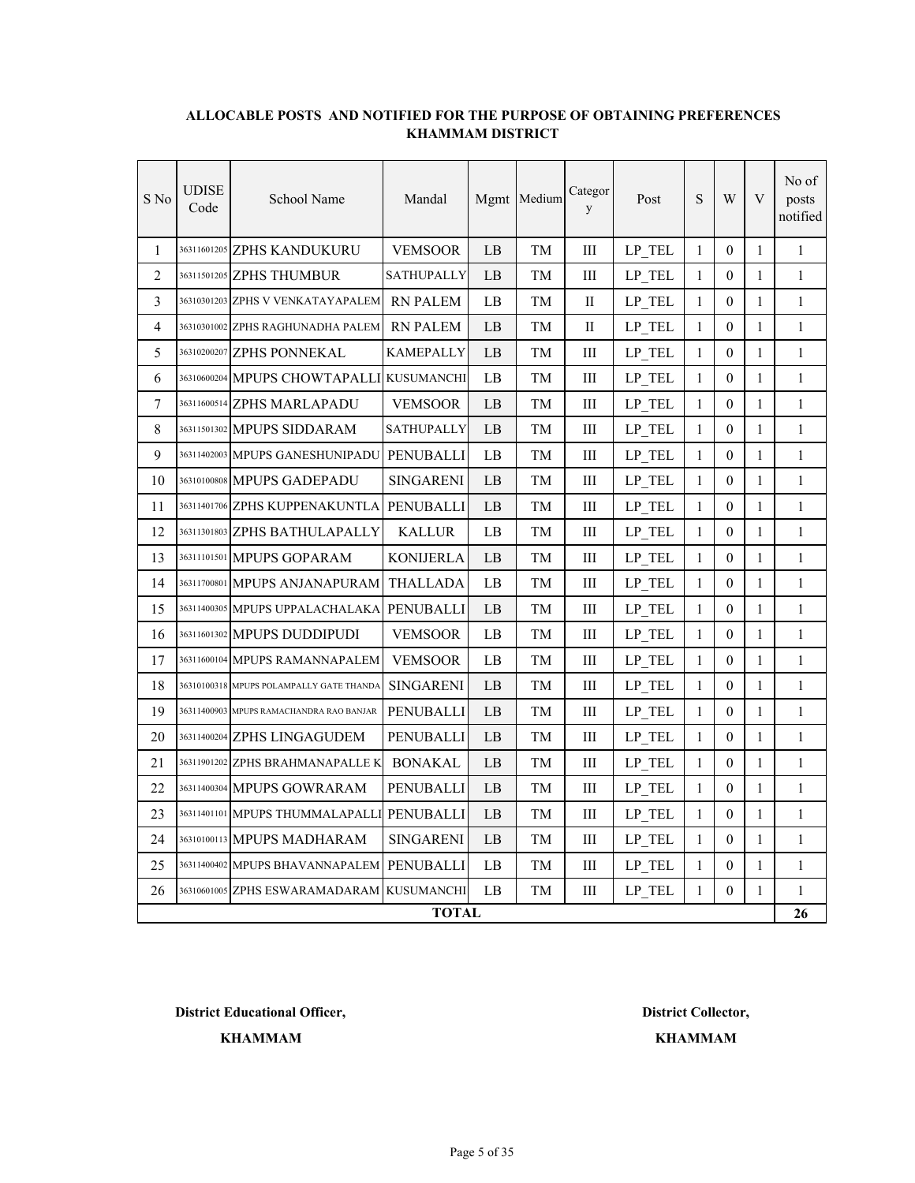**ALLOCABLE POSTS AND NOTIFIED FOR THE PURPOSE OF OBTAINING PREFERENCES**
**KHAMMAM DISTRICT**

| S No | UDISE Code | School Name | Mandal | Mgmt | Medium | Category | Post | S | W | V | No of posts notified |
|---|---|---|---|---|---|---|---|---|---|---|---|
| 1 | 36311601205 | ZPHS KANDUKURU | VEMSOOR | LB | TM | III | LP_TEL | 1 | 0 | 1 | 1 |
| 2 | 36311501205 | ZPHS THUMBUR | SATHUPALLY | LB | TM | III | LP_TEL | 1 | 0 | 1 | 1 |
| 3 | 36310301203 | ZPHS V VENKATAYAPALEM | RN PALEM | LB | TM | II | LP_TEL | 1 | 0 | 1 | 1 |
| 4 | 36310301002 | ZPHS RAGHUNADHA PALEM | RN PALEM | LB | TM | II | LP_TEL | 1 | 0 | 1 | 1 |
| 5 | 36310200207 | ZPHS PONNEKAL | KAMEPALLY | LB | TM | III | LP_TEL | 1 | 0 | 1 | 1 |
| 6 | 36310600204 | MPUPS CHOWTAPALLI | KUSUMANCHI | LB | TM | III | LP_TEL | 1 | 0 | 1 | 1 |
| 7 | 36311600514 | ZPHS MARLAPADU | VEMSOOR | LB | TM | III | LP_TEL | 1 | 0 | 1 | 1 |
| 8 | 36311501302 | MPUPS SIDDARAM | SATHUPALLY | LB | TM | III | LP_TEL | 1 | 0 | 1 | 1 |
| 9 | 36311402003 | MPUPS GANESHUNIPADU | PENUBALLI | LB | TM | III | LP_TEL | 1 | 0 | 1 | 1 |
| 10 | 36310100808 | MPUPS GADEPADU | SINGARENI | LB | TM | III | LP_TEL | 1 | 0 | 1 | 1 |
| 11 | 36311401706 | ZPHS KUPPENAKUNTLA | PENUBALLI | LB | TM | III | LP_TEL | 1 | 0 | 1 | 1 |
| 12 | 36311301803 | ZPHS BATHULAPALLY | KALLUR | LB | TM | III | LP_TEL | 1 | 0 | 1 | 1 |
| 13 | 36311101501 | MPUPS GOPARAM | KONIJERLA | LB | TM | III | LP_TEL | 1 | 0 | 1 | 1 |
| 14 | 36311700801 | MPUPS ANJANAPURAM | THALLADA | LB | TM | III | LP_TEL | 1 | 0 | 1 | 1 |
| 15 | 36311400305 | MPUPS UPPALACHALAKA | PENUBALLI | LB | TM | III | LP_TEL | 1 | 0 | 1 | 1 |
| 16 | 36311601302 | MPUPS DUDDIPUDI | VEMSOOR | LB | TM | III | LP_TEL | 1 | 0 | 1 | 1 |
| 17 | 36311600104 | MPUPS RAMANNAPALEM | VEMSOOR | LB | TM | III | LP_TEL | 1 | 0 | 1 | 1 |
| 18 | 36310100318 | MPUPS POLAMPALLY GATE THANDA | SINGARENI | LB | TM | III | LP_TEL | 1 | 0 | 1 | 1 |
| 19 | 36311400903 | MPUPS RAMACHANDRA RAO BANJAR | PENUBALLI | LB | TM | III | LP_TEL | 1 | 0 | 1 | 1 |
| 20 | 36311400204 | ZPHS LINGAGUDEM | PENUBALLI | LB | TM | III | LP_TEL | 1 | 0 | 1 | 1 |
| 21 | 36311901202 | ZPHS BRAHMANAPALLE K | BONAKAL | LB | TM | III | LP_TEL | 1 | 0 | 1 | 1 |
| 22 | 36311400304 | MPUPS GOWRARAM | PENUBALLI | LB | TM | III | LP_TEL | 1 | 0 | 1 | 1 |
| 23 | 36311401101 | MPUPS THUMMALAPALLI | PENUBALLI | LB | TM | III | LP_TEL | 1 | 0 | 1 | 1 |
| 24 | 36310100113 | MPUPS MADHARAM | SINGARENI | LB | TM | III | LP_TEL | 1 | 0 | 1 | 1 |
| 25 | 36311400402 | MPUPS BHAVANNAPALEM | PENUBALLI | LB | TM | III | LP_TEL | 1 | 0 | 1 | 1 |
| 26 | 36310601005 | ZPHS ESWARAMADARAM | KUSUMANCHI | LB | TM | III | LP_TEL | 1 | 0 | 1 | 1 |
| | | | **TOTAL** | | | | | | | | **26** |

**District Educational Officer,**
**KHAMMAM**

**District Collector,**
**KHAMMAM**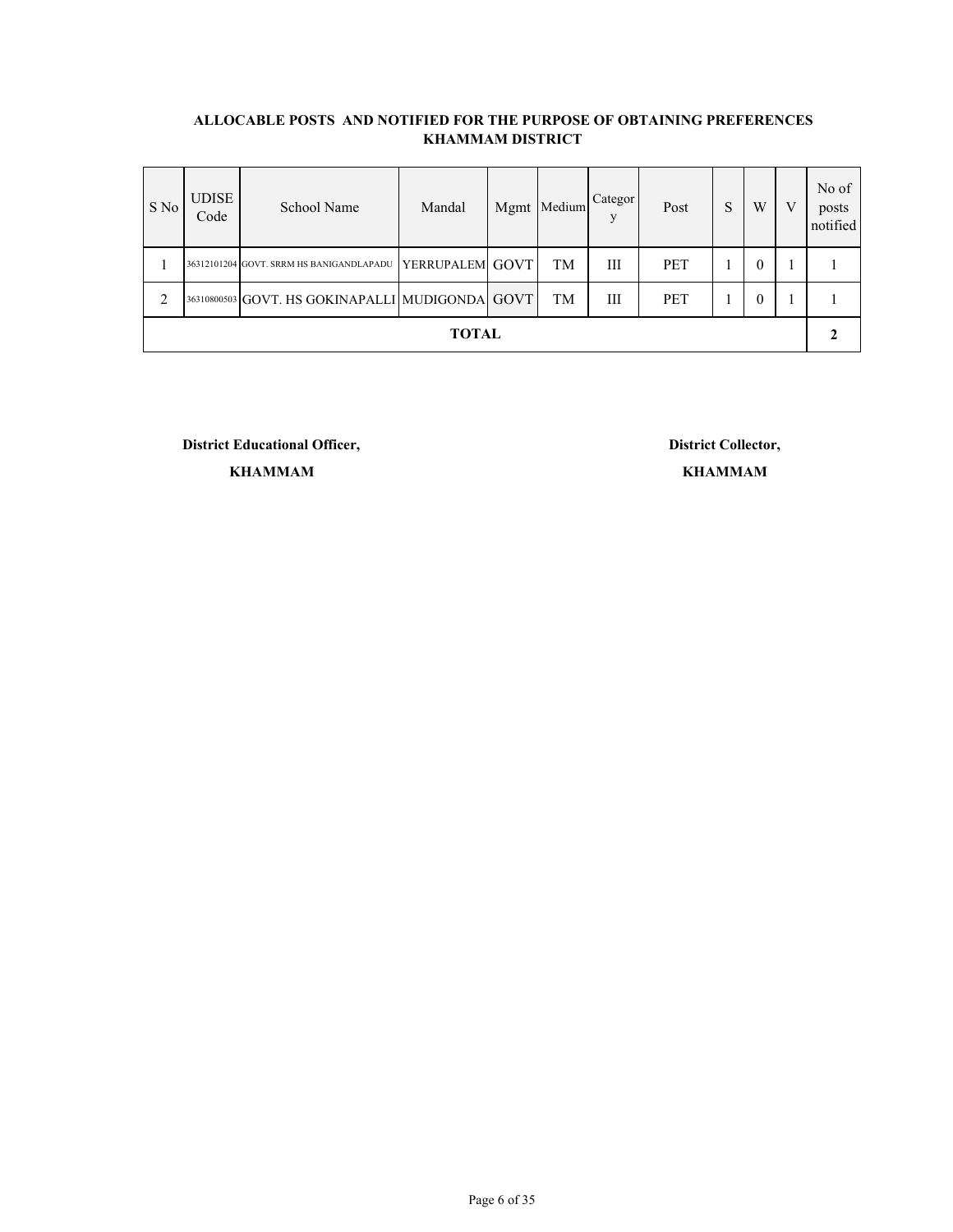**ALLOCABLE POSTS AND NOTIFIED FOR THE PURPOSE OF OBTAINING PREFERENCES**
**KHAMMAM DISTRICT**

| S No | UDISE Code | School Name | Mandal | Mgmt | Medium | Category | Post | S | W | V | No of posts notified |
|---|---|---|---|---|---|---|---|---|---|---|---|
| 1 | 36312101204 | GOVT. SRRM HS BANIGANDLAPADU | YERRUPALEM | GOVT | TM | III | PET | 1 | 0 | 1 | 1 |
| 2 | 36310800503 | GOVT. HS GOKINAPALLI | MUDIGONDA | GOVT | TM | III | PET | 1 | 0 | 1 | 1 |
| **TOTAL** | | | | | | | | | | | **2** |

**District Educational Officer,**
**KHAMMAM**

**District Collector,**
**KHAMMAM**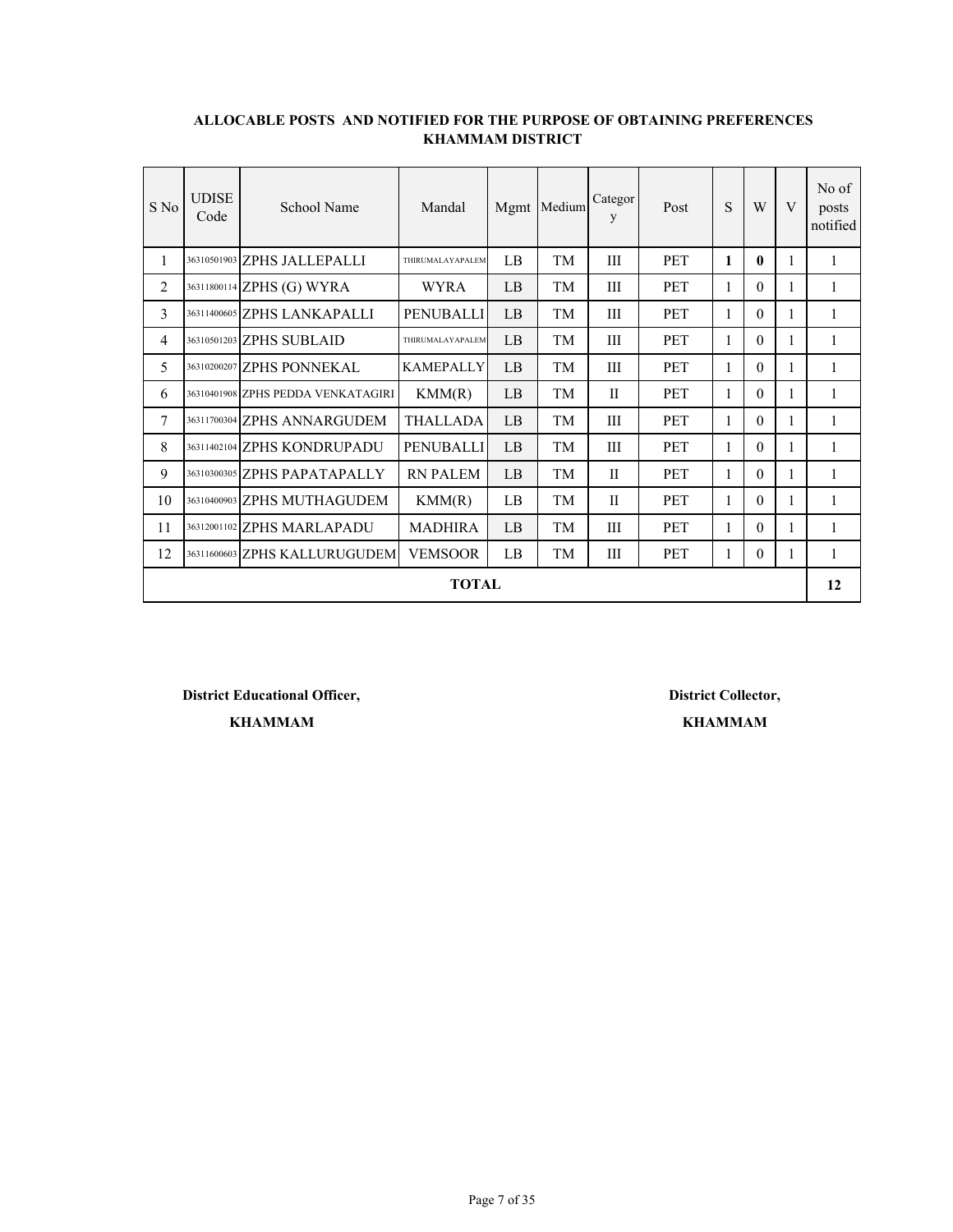**ALLOCABLE POSTS AND NOTIFIED FOR THE PURPOSE OF OBTAINING PREFERENCES**
**KHAMMAM DISTRICT**

| S No | UDISE Code | School Name | Mandal | Mgmt | Medium | Category | Post | S | W | V | No of posts notified |
|---|---|---|---|---|---|---|---|---|---|---|---|
| 1 | 36310501903 | ZPHS JALLEPALLI | THIRUMALAYAPALEM | LB | TM | III | PET | **1** | **0** | 1 | 1 |
| 2 | 36311800114 | ZPHS (G) WYRA | WYRA | LB | TM | III | PET | 1 | 0 | 1 | 1 |
| 3 | 36311400605 | ZPHS LANKAPALLI | PENUBALLI | LB | TM | III | PET | 1 | 0 | 1 | 1 |
| 4 | 36310501203 | ZPHS SUBLAID | THIRUMALAYAPALEM | LB | TM | III | PET | 1 | 0 | 1 | 1 |
| 5 | 36310200207 | ZPHS PONNEKAL | KAMEPALLY | LB | TM | III | PET | 1 | 0 | 1 | 1 |
| 6 | 36310401908 | ZPHS PEDDA VENKATAGIRI | KMM(R) | LB | TM | II | PET | 1 | 0 | 1 | 1 |
| 7 | 36311700304 | ZPHS ANNARGUDEM | THALLADA | LB | TM | III | PET | 1 | 0 | 1 | 1 |
| 8 | 36311402104 | ZPHS KONDRUPADU | PENUBALLI | LB | TM | III | PET | 1 | 0 | 1 | 1 |
| 9 | 36310300305 | ZPHS PAPATAPALLY | RN PALEM | LB | TM | II | PET | 1 | 0 | 1 | 1 |
| 10 | 36310400903 | ZPHS MUTHAGUDEM | KMM(R) | LB | TM | II | PET | 1 | 0 | 1 | 1 |
| 11 | 36312001102 | ZPHS MARLAPADU | MADHIRA | LB | TM | III | PET | 1 | 0 | 1 | 1 |
| 12 | 36311600603 | ZPHS KALLURUGUDEM | VEMSOOR | LB | TM | III | PET | 1 | 0 | 1 | 1 |
| **TOTAL** | | | | | | | | | | | **12** |

**District Educational Officer,**
**KHAMMAM**

**District Collector,**
**KHAMMAM**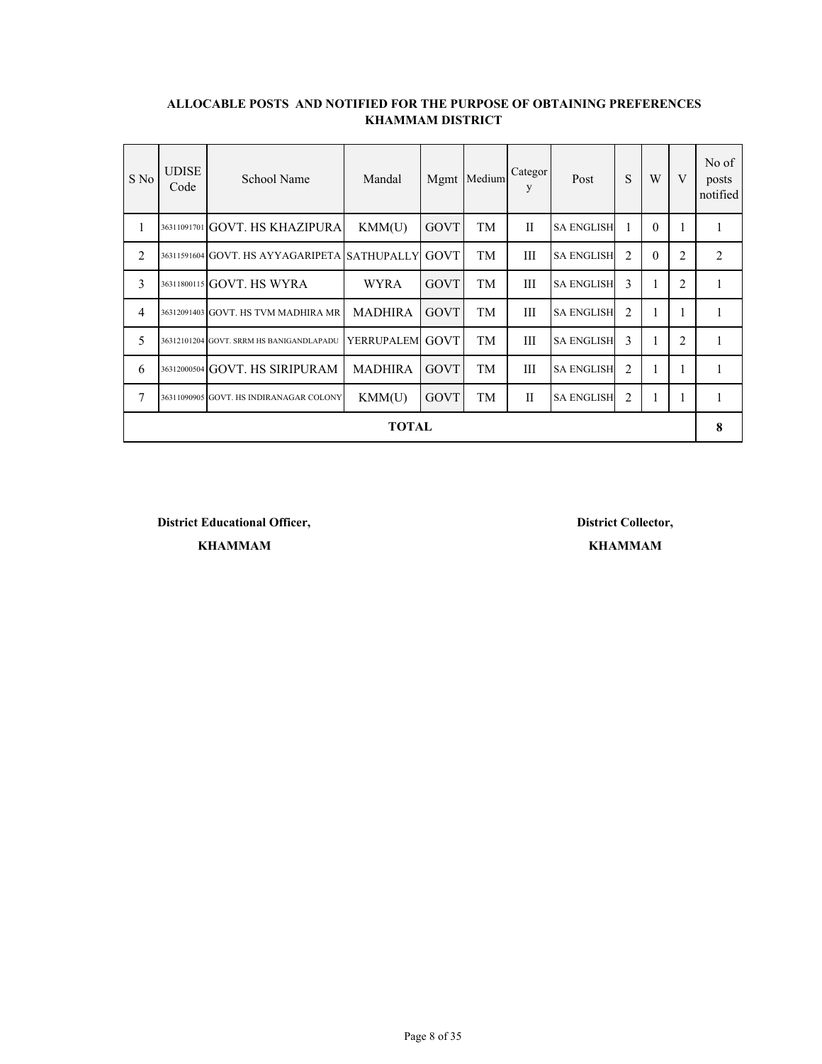**ALLOCABLE POSTS AND NOTIFIED FOR THE PURPOSE OF OBTAINING PREFERENCES**
**KHAMMAM DISTRICT**

| S No | UDISE Code | School Name | Mandal | Mgmt | Medium | Category | Post | S | W | V | No of posts notified |
|---|---|---|---|---|---|---|---|---|---|---|---|
| 1 | 36311091701 | GOVT. HS KHAZIPURA | KMM(U) | GOVT | TM | II | SA ENGLISH | 1 | 0 | 1 | 1 |
| 2 | 36311591604 | GOVT. HS AYYAGARIPETA | SATHUPALLY | GOVT | TM | III | SA ENGLISH | 2 | 0 | 2 | 2 |
| 3 | 36311800115 | GOVT. HS WYRA | WYRA | GOVT | TM | III | SA ENGLISH | 3 | 1 | 2 | 1 |
| 4 | 36312091403 | GOVT. HS TVM MADHIRA MR | MADHIRA | GOVT | TM | III | SA ENGLISH | 2 | 1 | 1 | 1 |
| 5 | 36312101204 | GOVT. SRRM HS BANIGANDLAPADU | YERRUPALEM | GOVT | TM | III | SA ENGLISH | 3 | 1 | 2 | 1 |
| 6 | 36312000504 | GOVT. HS SIRIPURAM | MADHIRA | GOVT | TM | III | SA ENGLISH | 2 | 1 | 1 | 1 |
| 7 | 36311090905 | GOVT. HS INDIRANAGAR COLONY | KMM(U) | GOVT | TM | II | SA ENGLISH | 2 | 1 | 1 | 1 |
| **TOTAL** | | | | | | | | | | | **8** |

**District Educational Officer,**
**KHAMMAM**

**District Collector,**
**KHAMMAM**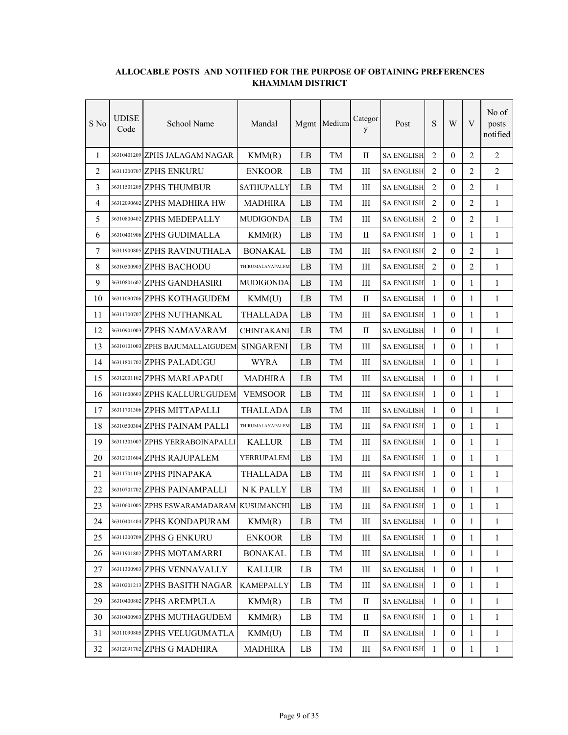**ALLOCABLE POSTS AND NOTIFIED FOR THE PURPOSE OF OBTAINING PREFERENCES KHAMMAM DISTRICT**

| S No | UDISE Code | School Name | Mandal | Mgmt | Medium | Category | Post | S | W | V | No of posts notified |
|---|---|---|---|---|---|---|---|---|---|---|---|
| 1 | 36310401209 | ZPHS JALAGAM NAGAR | KMM(R) | LB | TM | II | SA ENGLISH | 2 | 0 | 2 | 2 |
| 2 | 36311200707 | ZPHS ENKURU | ENKOOR | LB | TM | III | SA ENGLISH | 2 | 0 | 2 | 2 |
| 3 | 36311501205 | ZPHS THUMBUR | SATHUPALLY | LB | TM | III | SA ENGLISH | 2 | 0 | 2 | 1 |
| 4 | 36312090602 | ZPHS MADHIRA HW | MADHIRA | LB | TM | III | SA ENGLISH | 2 | 0 | 2 | 1 |
| 5 | 36310800402 | ZPHS MEDEPALLY | MUDIGONDA | LB | TM | III | SA ENGLISH | 2 | 0 | 2 | 1 |
| 6 | 36310401906 | ZPHS GUDIMALLA | KMM(R) | LB | TM | II | SA ENGLISH | 1 | 0 | 1 | 1 |
| 7 | 36311900805 | ZPHS RAVINUTHALA | BONAKAL | LB | TM | III | SA ENGLISH | 2 | 0 | 2 | 1 |
| 8 | 36310500903 | ZPHS BACHODU | THIRUMALAYAPALEM | LB | TM | III | SA ENGLISH | 2 | 0 | 2 | 1 |
| 9 | 36310801602 | ZPHS GANDHASIRI | MUDIGONDA | LB | TM | III | SA ENGLISH | 1 | 0 | 1 | 1 |
| 10 | 36311090706 | ZPHS KOTHAGUDEM | KMM(U) | LB | TM | II | SA ENGLISH | 1 | 0 | 1 | 1 |
| 11 | 36311700707 | ZPHS NUTHANKAL | THALLADA | LB | TM | III | SA ENGLISH | 1 | 0 | 1 | 1 |
| 12 | 36310901003 | ZPHS NAMAVARAM | CHINTAKANI | LB | TM | II | SA ENGLISH | 1 | 0 | 1 | 1 |
| 13 | 36310101003 | ZPHS BAJUMALLAIGUDEM | SINGARENI | LB | TM | III | SA ENGLISH | 1 | 0 | 1 | 1 |
| 14 | 36311801702 | ZPHS PALADUGU | WYRA | LB | TM | III | SA ENGLISH | 1 | 0 | 1 | 1 |
| 15 | 36312001102 | ZPHS MARLAPADU | MADHIRA | LB | TM | III | SA ENGLISH | 1 | 0 | 1 | 1 |
| 16 | 36311600603 | ZPHS KALLURUGUDEM | VEMSOOR | LB | TM | III | SA ENGLISH | 1 | 0 | 1 | 1 |
| 17 | 36311701306 | ZPHS MITTAPALLI | THALLADA | LB | TM | III | SA ENGLISH | 1 | 0 | 1 | 1 |
| 18 | 36310500304 | ZPHS PAINAM PALLI | THIRUMALAYAPALEM | LB | TM | III | SA ENGLISH | 1 | 0 | 1 | 1 |
| 19 | 36311301007 | ZPHS YERRABOINAPALLI | KALLUR | LB | TM | III | SA ENGLISH | 1 | 0 | 1 | 1 |
| 20 | 36312101604 | ZPHS RAJUPALEM | YERRUPALEM | LB | TM | III | SA ENGLISH | 1 | 0 | 1 | 1 |
| 21 | 36311701103 | ZPHS PINAPAKA | THALLADA | LB | TM | III | SA ENGLISH | 1 | 0 | 1 | 1 |
| 22 | 36310701702 | ZPHS PAINAMPALLI | N K PALLY | LB | TM | III | SA ENGLISH | 1 | 0 | 1 | 1 |
| 23 | 36310601005 | ZPHS ESWARAMADARAM | KUSUMANCHI | LB | TM | III | SA ENGLISH | 1 | 0 | 1 | 1 |
| 24 | 36310401404 | ZPHS KONDAPURAM | KMM(R) | LB | TM | III | SA ENGLISH | 1 | 0 | 1 | 1 |
| 25 | 36311200709 | ZPHS G ENKURU | ENKOOR | LB | TM | III | SA ENGLISH | 1 | 0 | 1 | 1 |
| 26 | 36311901802 | ZPHS MOTAMARRI | BONAKAL | LB | TM | III | SA ENGLISH | 1 | 0 | 1 | 1 |
| 27 | 36311300903 | ZPHS VENNAVALLY | KALLUR | LB | TM | III | SA ENGLISH | 1 | 0 | 1 | 1 |
| 28 | 36310201213 | ZPHS BASITH NAGAR | KAMEPALLY | LB | TM | III | SA ENGLISH | 1 | 0 | 1 | 1 |
| 29 | 36310400802 | ZPHS AREMPULA | KMM(R) | LB | TM | II | SA ENGLISH | 1 | 0 | 1 | 1 |
| 30 | 36310400903 | ZPHS MUTHAGUDEM | KMM(R) | LB | TM | II | SA ENGLISH | 1 | 0 | 1 | 1 |
| 31 | 36311090805 | ZPHS VELUGUMATLA | KMM(U) | LB | TM | II | SA ENGLISH | 1 | 0 | 1 | 1 |
| 32 | 36312091702 | ZPHS G MADHIRA | MADHIRA | LB | TM | III | SA ENGLISH | 1 | 0 | 1 | 1 |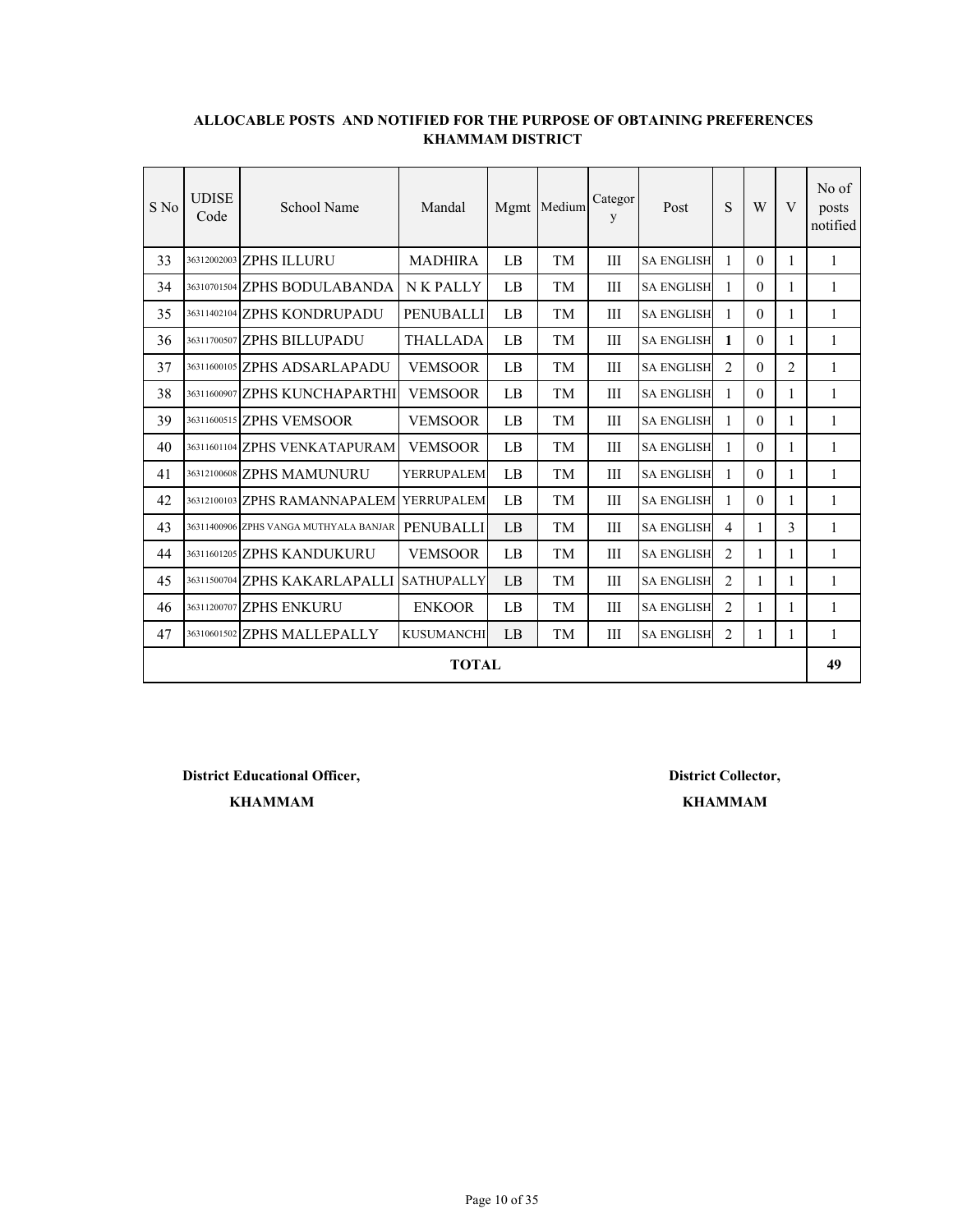**ALLOCABLE POSTS AND NOTIFIED FOR THE PURPOSE OF OBTAINING PREFERENCES**
**KHAMMAM DISTRICT**

| S No | UDISE Code | School Name | Mandal | Mgmt | Medium | Category | Post | S | W | V | No of posts notified |
|---|---|---|---|---|---|---|---|---|---|---|---|
| 33 | 36312002003 | ZPHS ILLURU | MADHIRA | LB | TM | III | SA ENGLISH | 1 | 0 | 1 | 1 |
| 34 | 36310701504 | ZPHS BODULABANDA | N K PALLY | LB | TM | III | SA ENGLISH | 1 | 0 | 1 | 1 |
| 35 | 36311402104 | ZPHS KONDRUPADU | PENUBALLI | LB | TM | III | SA ENGLISH | 1 | 0 | 1 | 1 |
| 36 | 36311700507 | ZPHS BILLUPADU | THALLADA | LB | TM | III | SA ENGLISH | **1** | 0 | 1 | 1 |
| 37 | 36311600105 | ZPHS ADSARLAPADU | VEMSOOR | LB | TM | III | SA ENGLISH | 2 | 0 | 2 | 1 |
| 38 | 36311600907 | ZPHS KUNCHAPARTHI | VEMSOOR | LB | TM | III | SA ENGLISH | 1 | 0 | 1 | 1 |
| 39 | 36311600515 | ZPHS VEMSOOR | VEMSOOR | LB | TM | III | SA ENGLISH | 1 | 0 | 1 | 1 |
| 40 | 36311601104 | ZPHS VENKATAPURAM | VEMSOOR | LB | TM | III | SA ENGLISH | 1 | 0 | 1 | 1 |
| 41 | 36312100608 | ZPHS MAMUNURU | YERRUPALEM | LB | TM | III | SA ENGLISH | 1 | 0 | 1 | 1 |
| 42 | 36312100103 | ZPHS RAMANNAPALEM | YERRUPALEM | LB | TM | III | SA ENGLISH | 1 | 0 | 1 | 1 |
| 43 | 36311400906 | ZPHS VANGA MUTHYALA BANJAR | PENUBALLI | LB | TM | III | SA ENGLISH | 4 | 1 | 3 | 1 |
| 44 | 36311601205 | ZPHS KANDUKURU | VEMSOOR | LB | TM | III | SA ENGLISH | 2 | 1 | 1 | 1 |
| 45 | 36311500704 | ZPHS KAKARLAPALLI | SATHUPALLY | LB | TM | III | SA ENGLISH | 2 | 1 | 1 | 1 |
| 46 | 36311200707 | ZPHS ENKURU | ENKOOR | LB | TM | III | SA ENGLISH | 2 | 1 | 1 | 1 |
| 47 | 36310601502 | ZPHS MALLEPALLY | KUSUMANCHI | LB | TM | III | SA ENGLISH | 2 | 1 | 1 | 1 |
| | | | **TOTAL** | | | | | | | | **49** |

**District Educational Officer,**
**KHAMMAM**

**District Collector,**
**KHAMMAM**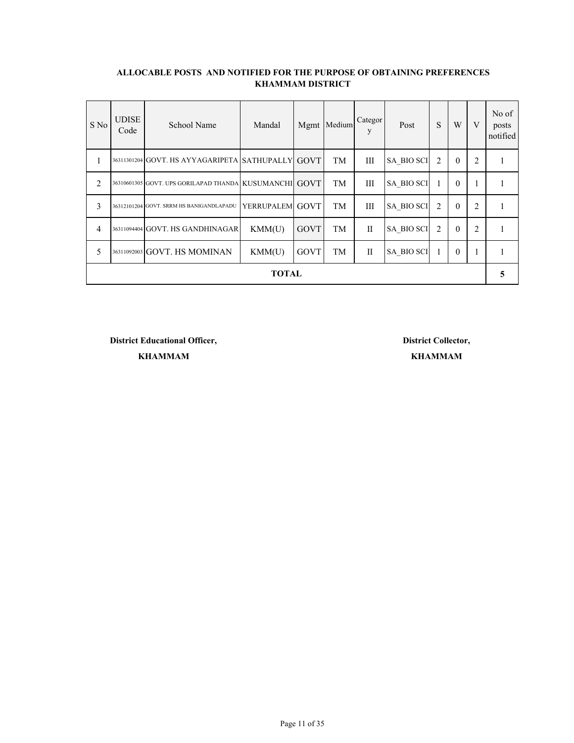**ALLOCABLE POSTS AND NOTIFIED FOR THE PURPOSE OF OBTAINING PREFERENCES**
**KHAMMAM DISTRICT**

| S No | UDISE Code | School Name | Mandal | Mgmt | Medium | Category | Post | S | W | V | No of posts notified |
|---|---|---|---|---|---|---|---|---|---|---|---|
| 1 | 36311301204 | GOVT. HS AYYAGARIPETA | SATHUPALLY | GOVT | TM | III | SA_BIO SCI | 2 | 0 | 2 | 1 |
| 2 | 36310601305 | GOVT. UPS GORILAPAD THANDA | KUSUMANCHI | GOVT | TM | III | SA_BIO SCI | 1 | 0 | 1 | 1 |
| 3 | 36312101204 | GOVT. SRRM HS BANIGANDLAPADU | YERRUPALEM | GOVT | TM | III | SA_BIO SCI | 2 | 0 | 2 | 1 |
| 4 | 36311094404 | GOVT. HS GANDHINAGAR | KMM(U) | GOVT | TM | II | SA_BIO SCI | 2 | 0 | 2 | 1 |
| 5 | 36311092003 | GOVT. HS MOMINAN | KMM(U) | GOVT | TM | II | SA_BIO SCI | 1 | 0 | 1 | 1 |
| **TOTAL** | | | | | | | | | | | **5** |

**District Educational Officer,**
**KHAMMAM**

**District Collector,**
**KHAMMAM**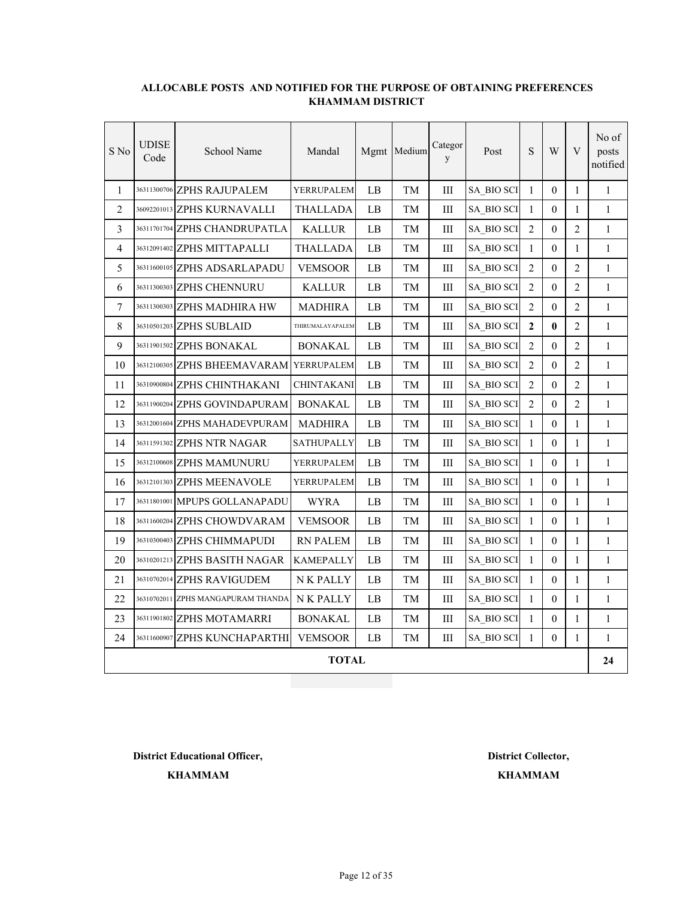**ALLOCABLE POSTS AND NOTIFIED FOR THE PURPOSE OF OBTAINING PREFERENCES**
**KHAMMAM DISTRICT**

| S No | UDISE Code | School Name | Mandal | Mgmt | Medium | Category | Post | S | W | V | No of posts notified |
|---|---|---|---|---|---|---|---|---|---|---|---|
| 1 | 36311300706 | ZPHS RAJUPALEM | YERRUPALEM | LB | TM | III | SA_BIO SCI | 1 | 0 | 1 | 1 |
| 2 | 36092201013 | ZPHS KURNAVALLI | THALLADA | LB | TM | III | SA_BIO SCI | 1 | 0 | 1 | 1 |
| 3 | 36311701704 | ZPHS CHANDRUPATLA | KALLUR | LB | TM | III | SA_BIO SCI | 2 | 0 | 2 | 1 |
| 4 | 36312091402 | ZPHS MITTAPALLI | THALLADA | LB | TM | III | SA_BIO SCI | 1 | 0 | 1 | 1 |
| 5 | 36311600105 | ZPHS ADSARLAPADU | VEMSOOR | LB | TM | III | SA_BIO SCI | 2 | 0 | 2 | 1 |
| 6 | 36311300303 | ZPHS CHENNURU | KALLUR | LB | TM | III | SA_BIO SCI | 2 | 0 | 2 | 1 |
| 7 | 36311300303 | ZPHS MADHIRA HW | MADHIRA | LB | TM | III | SA_BIO SCI | 2 | 0 | 2 | 1 |
| 8 | 36310501203 | ZPHS SUBLAID | THIRUMALAYAPALEM | LB | TM | III | SA_BIO SCI | **2** | **0** | 2 | 1 |
| 9 | 36311901502 | ZPHS BONAKAL | BONAKAL | LB | TM | III | SA_BIO SCI | 2 | 0 | 2 | 1 |
| 10 | 36312100305 | ZPHS BHEEMAVARAM | YERRUPALEM | LB | TM | III | SA_BIO SCI | 2 | 0 | 2 | 1 |
| 11 | 36310900804 | ZPHS CHINTHAKANI | CHINTAKANI | LB | TM | III | SA_BIO SCI | 2 | 0 | 2 | 1 |
| 12 | 36311900204 | ZPHS GOVINDAPURAM | BONAKAL | LB | TM | III | SA_BIO SCI | 2 | 0 | 2 | 1 |
| 13 | 36312001604 | ZPHS MAHADEVPURAM | MADHIRA | LB | TM | III | SA_BIO SCI | 1 | 0 | 1 | 1 |
| 14 | 36311591302 | ZPHS NTR NAGAR | SATHUPALLY | LB | TM | III | SA_BIO SCI | 1 | 0 | 1 | 1 |
| 15 | 36312100608 | ZPHS MAMUNURU | YERRUPALEM | LB | TM | III | SA_BIO SCI | 1 | 0 | 1 | 1 |
| 16 | 36312101303 | ZPHS MEENAVOLE | YERRUPALEM | LB | TM | III | SA_BIO SCI | 1 | 0 | 1 | 1 |
| 17 | 36311801001 | MPUPS GOLLANAPADU | WYRA | LB | TM | III | SA_BIO SCI | 1 | 0 | 1 | 1 |
| 18 | 36311600204 | ZPHS CHOWDVARAM | VEMSOOR | LB | TM | III | SA_BIO SCI | 1 | 0 | 1 | 1 |
| 19 | 36310300403 | ZPHS CHIMMAPUDI | RN PALEM | LB | TM | III | SA_BIO SCI | 1 | 0 | 1 | 1 |
| 20 | 36310201213 | ZPHS BASITH NAGAR | KAMEPALLY | LB | TM | III | SA_BIO SCI | 1 | 0 | 1 | 1 |
| 21 | 36310702014 | ZPHS RAVIGUDEM | N K PALLY | LB | TM | III | SA_BIO SCI | 1 | 0 | 1 | 1 |
| 22 | 36310702011 | ZPHS MANGAPURAM THANDA | N K PALLY | LB | TM | III | SA_BIO SCI | 1 | 0 | 1 | 1 |
| 23 | 36311901802 | ZPHS MOTAMARRI | BONAKAL | LB | TM | III | SA_BIO SCI | 1 | 0 | 1 | 1 |
| 24 | 36311600907 | ZPHS KUNCHAPARTHI | VEMSOOR | LB | TM | III | SA_BIO SCI | 1 | 0 | 1 | 1 |
| **TOTAL** | | | | | | | | | | | **24** |

**District Educational Officer,**
**KHAMMAM**

**District Collector,**
**KHAMMAM**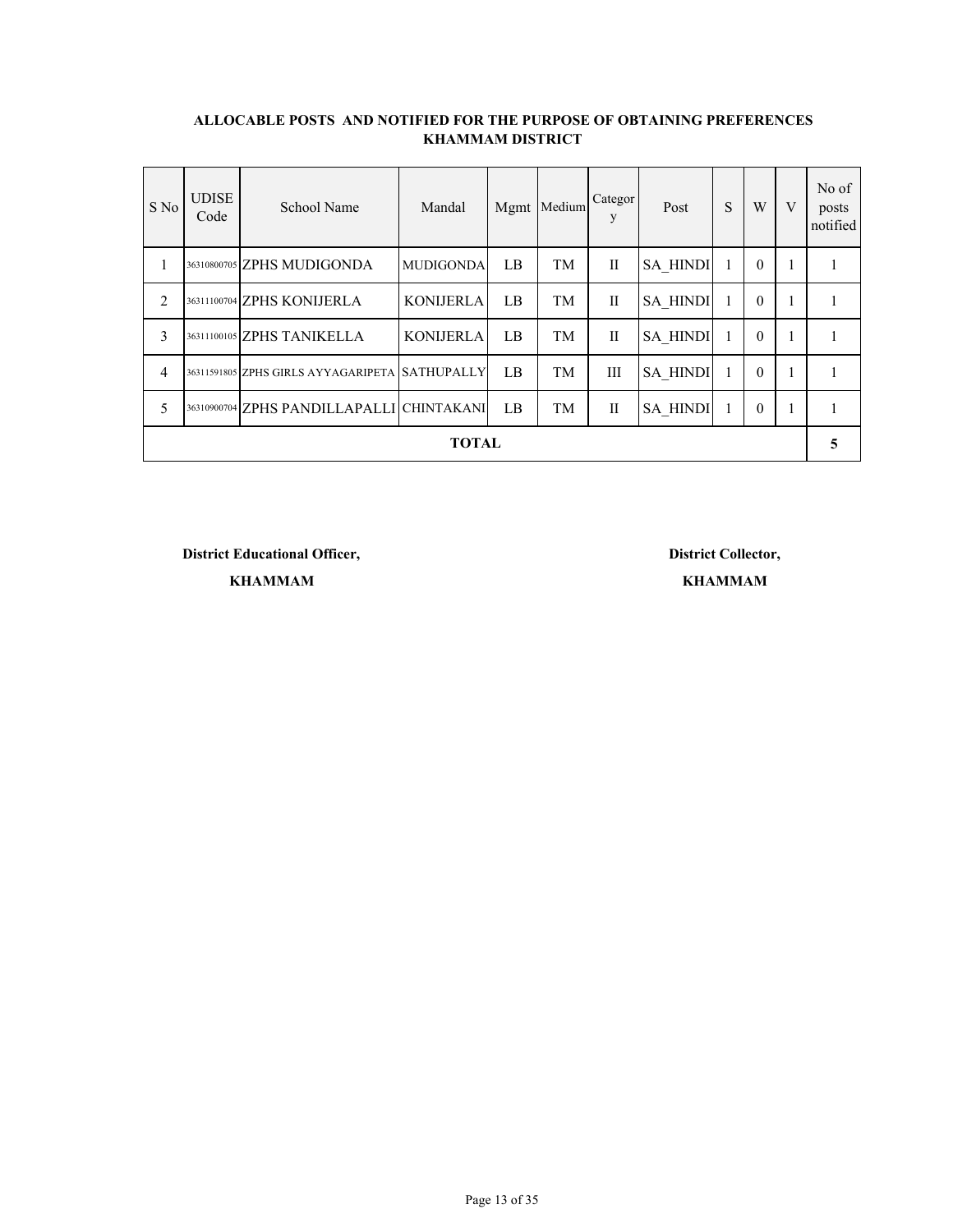**ALLOCABLE POSTS AND NOTIFIED FOR THE PURPOSE OF OBTAINING PREFERENCES**
**KHAMMAM DISTRICT**

| S No | UDISE Code | School Name | Mandal | Mgmt | Medium | Category | Post | S | W | V | No of posts notified |
|---|---|---|---|---|---|---|---|---|---|---|---|
| 1 | 36310800705 | ZPHS MUDIGONDA | MUDIGONDA | LB | TM | II | SA_HINDI | 1 | 0 | 1 | 1 |
| 2 | 36311100704 | ZPHS KONIJERLA | KONIJERLA | LB | TM | II | SA_HINDI | 1 | 0 | 1 | 1 |
| 3 | 36311100105 | ZPHS TANIKELLA | KONIJERLA | LB | TM | II | SA_HINDI | 1 | 0 | 1 | 1 |
| 4 | 36311591805 | ZPHS GIRLS AYYAGARIPETA | SATHUPALLY | LB | TM | III | SA_HINDI | 1 | 0 | 1 | 1 |
| 5 | 36310900704 | ZPHS PANDILLAPALLI | CHINTAKANI | LB | TM | II | SA_HINDI | 1 | 0 | 1 | 1 |
| **TOTAL** | | | | | | | | | | | **5** |

**District Educational Officer,**
**KHAMMAM**

**District Collector,**
**KHAMMAM**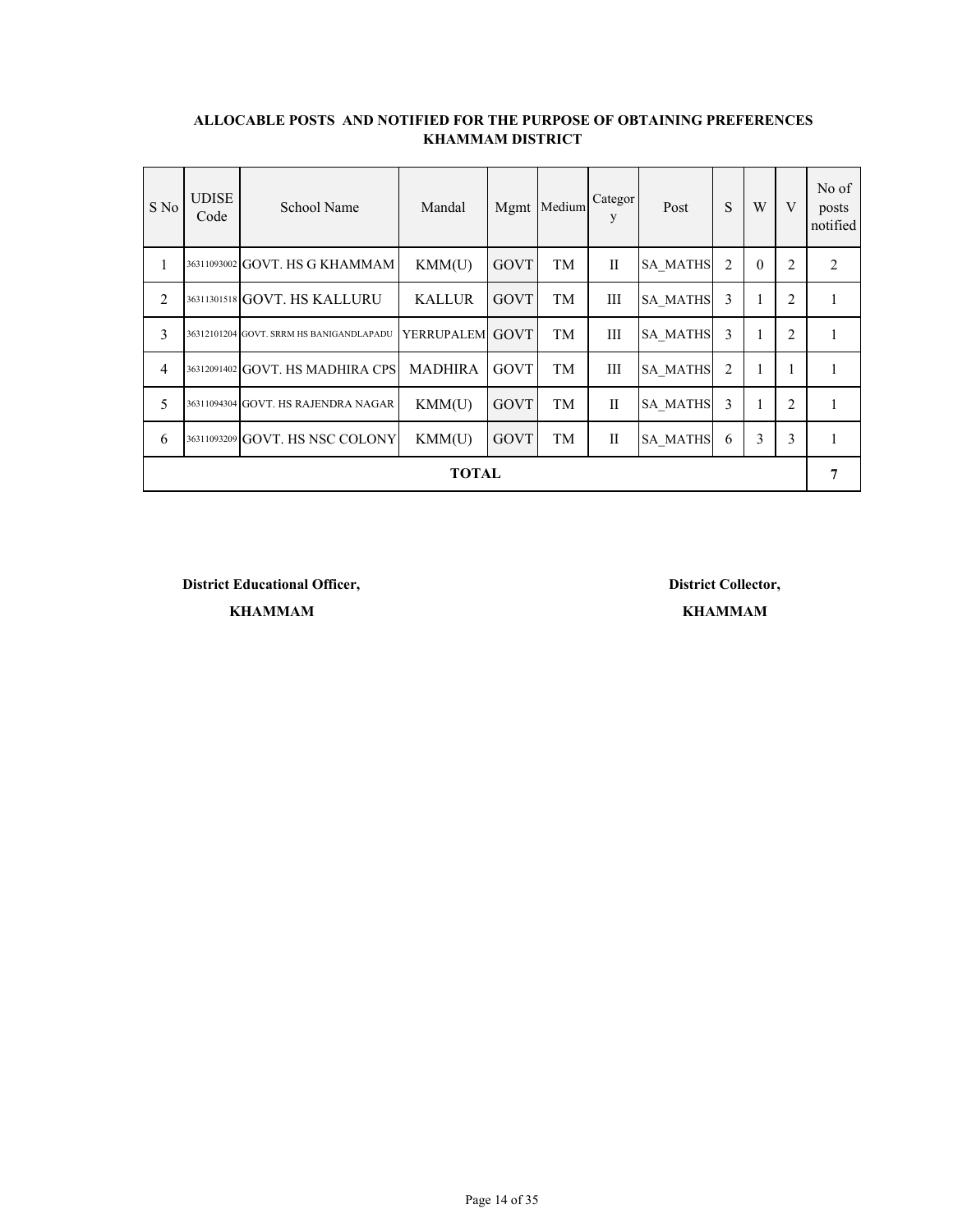**ALLOCABLE POSTS AND NOTIFIED FOR THE PURPOSE OF OBTAINING PREFERENCES**
**KHAMMAM DISTRICT**

| S No | UDISE Code | School Name | Mandal | Mgmt | Medium | Category | Post | S | W | V | No of posts notified |
|---|---|---|---|---|---|---|---|---|---|---|---|
| 1 | 36311093002 | GOVT. HS G KHAMMAM | KMM(U) | GOVT | TM | II | SA_MATHS | 2 | 0 | 2 | 2 |
| 2 | 36311301518 | GOVT. HS KALLURU | KALLUR | GOVT | TM | III | SA_MATHS | 3 | 1 | 2 | 1 |
| 3 | 36312101204 | GOVT. SRRM HS BANIGANDLAPADU | YERRUPALEM | GOVT | TM | III | SA_MATHS | 3 | 1 | 2 | 1 |
| 4 | 36312091402 | GOVT. HS MADHIRA CPS | MADHIRA | GOVT | TM | III | SA_MATHS | 2 | 1 | 1 | 1 |
| 5 | 36311094304 | GOVT. HS RAJENDRA NAGAR | KMM(U) | GOVT | TM | II | SA_MATHS | 3 | 1 | 2 | 1 |
| 6 | 36311093209 | GOVT. HS NSC COLONY | KMM(U) | GOVT | TM | II | SA_MATHS | 6 | 3 | 3 | 1 |
| **TOTAL** | | | | | | | | | | | **7** |

**District Educational Officer,**
**KHAMMAM**

**District Collector,**
**KHAMMAM**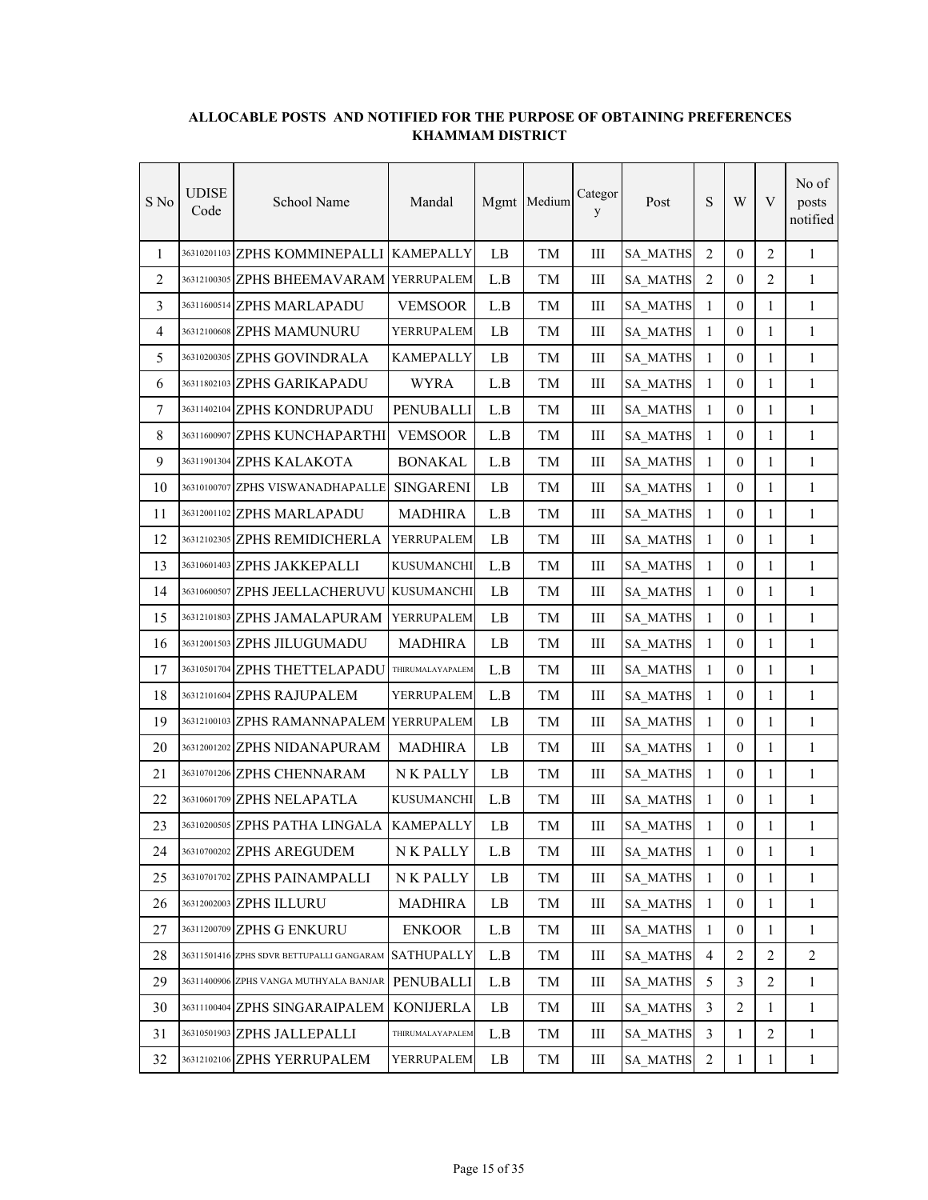**ALLOCABLE POSTS AND NOTIFIED FOR THE PURPOSE OF OBTAINING PREFERENCES**
**KHAMMAM DISTRICT**

| S No | UDISE Code | School Name | Mandal | Mgmt | Medium | Category | Post | S | W | V | No of posts notified |
|---|---|---|---|---|---|---|---|---|---|---|---|
| 1 | 36310201103 | ZPHS KOMMINEPALLI | KAMEPALLY | LB | TM | III | SA_MATHS | 2 | 0 | 2 | 1 |
| 2 | 36312100305 | ZPHS BHEEMAVARAM | YERRUPALEM | L.B | TM | III | SA_MATHS | 2 | 0 | 2 | 1 |
| 3 | 36311600514 | ZPHS MARLAPADU | VEMSOOR | L.B | TM | III | SA_MATHS | 1 | 0 | 1 | 1 |
| 4 | 36312100608 | ZPHS MAMUNURU | YERRUPALEM | LB | TM | III | SA_MATHS | 1 | 0 | 1 | 1 |
| 5 | 36310200305 | ZPHS GOVINDRALA | KAMEPALLY | LB | TM | III | SA_MATHS | 1 | 0 | 1 | 1 |
| 6 | 36311802103 | ZPHS GARIKAPADU | WYRA | L.B | TM | III | SA_MATHS | 1 | 0 | 1 | 1 |
| 7 | 36311402104 | ZPHS KONDRUPADU | PENUBALLI | L.B | TM | III | SA_MATHS | 1 | 0 | 1 | 1 |
| 8 | 36311600907 | ZPHS KUNCHAPARTHI | VEMSOOR | L.B | TM | III | SA_MATHS | 1 | 0 | 1 | 1 |
| 9 | 36311901304 | ZPHS KALAKOTA | BONAKAL | L.B | TM | III | SA_MATHS | 1 | 0 | 1 | 1 |
| 10 | 36310100707 | ZPHS VISWANADHAPALLE | SINGARENI | LB | TM | III | SA_MATHS | 1 | 0 | 1 | 1 |
| 11 | 36312001102 | ZPHS MARLAPADU | MADHIRA | L.B | TM | III | SA_MATHS | 1 | 0 | 1 | 1 |
| 12 | 36312102305 | ZPHS REMIDICHERLA | YERRUPALEM | LB | TM | III | SA_MATHS | 1 | 0 | 1 | 1 |
| 13 | 36310601403 | ZPHS JAKKEPALLI | KUSUMANCHI | L.B | TM | III | SA_MATHS | 1 | 0 | 1 | 1 |
| 14 | 36310600507 | ZPHS JEELLACHERUVU | KUSUMANCHI | LB | TM | III | SA_MATHS | 1 | 0 | 1 | 1 |
| 15 | 36312101803 | ZPHS JAMALAPURAM | YERRUPALEM | LB | TM | III | SA_MATHS | 1 | 0 | 1 | 1 |
| 16 | 36312001503 | ZPHS JILUGUMADU | MADHIRA | LB | TM | III | SA_MATHS | 1 | 0 | 1 | 1 |
| 17 | 36310501704 | ZPHS THETTELAPADU | THIRUMALAYAPALEM | L.B | TM | III | SA_MATHS | 1 | 0 | 1 | 1 |
| 18 | 36312101604 | ZPHS RAJUPALEM | YERRUPALEM | L.B | TM | III | SA_MATHS | 1 | 0 | 1 | 1 |
| 19 | 36312100103 | ZPHS RAMANNAPALEM | YERRUPALEM | LB | TM | III | SA_MATHS | 1 | 0 | 1 | 1 |
| 20 | 36312001202 | ZPHS NIDANAPURAM | MADHIRA | LB | TM | III | SA_MATHS | 1 | 0 | 1 | 1 |
| 21 | 36310701206 | ZPHS CHENNARAM | N K PALLY | LB | TM | III | SA_MATHS | 1 | 0 | 1 | 1 |
| 22 | 36310601709 | ZPHS NELAPATLA | KUSUMANCHI | L.B | TM | III | SA_MATHS | 1 | 0 | 1 | 1 |
| 23 | 36310200505 | ZPHS PATHA LINGALA | KAMEPALLY | LB | TM | III | SA_MATHS | 1 | 0 | 1 | 1 |
| 24 | 36310700202 | ZPHS AREGUDEM | N K PALLY | L.B | TM | III | SA_MATHS | 1 | 0 | 1 | 1 |
| 25 | 36310701702 | ZPHS PAINAMPALLI | N K PALLY | LB | TM | III | SA_MATHS | 1 | 0 | 1 | 1 |
| 26 | 36312002003 | ZPHS ILLURU | MADHIRA | LB | TM | III | SA_MATHS | 1 | 0 | 1 | 1 |
| 27 | 36311200709 | ZPHS G ENKURU | ENKOOR | L.B | TM | III | SA_MATHS | 1 | 0 | 1 | 1 |
| 28 | 36311501416 | ZPHS SDVR BETTUPALLI GANGARAM | SATHUPALLY | L.B | TM | III | SA_MATHS | 4 | 2 | 2 | 2 |
| 29 | 36311400906 | ZPHS VANGA MUTHYALA BANJAR | PENUBALLI | L.B | TM | III | SA_MATHS | 5 | 3 | 2 | 1 |
| 30 | 36311100404 | ZPHS SINGARAIPALEM | KONIJERLA | LB | TM | III | SA_MATHS | 3 | 2 | 1 | 1 |
| 31 | 36310501903 | ZPHS JALLEPALLI | THIRUMALAYAPALEM | L.B | TM | III | SA_MATHS | 3 | 1 | 2 | 1 |
| 32 | 36312102106 | ZPHS YERRUPALEM | YERRUPALEM | LB | TM | III | SA_MATHS | 2 | 1 | 1 | 1 |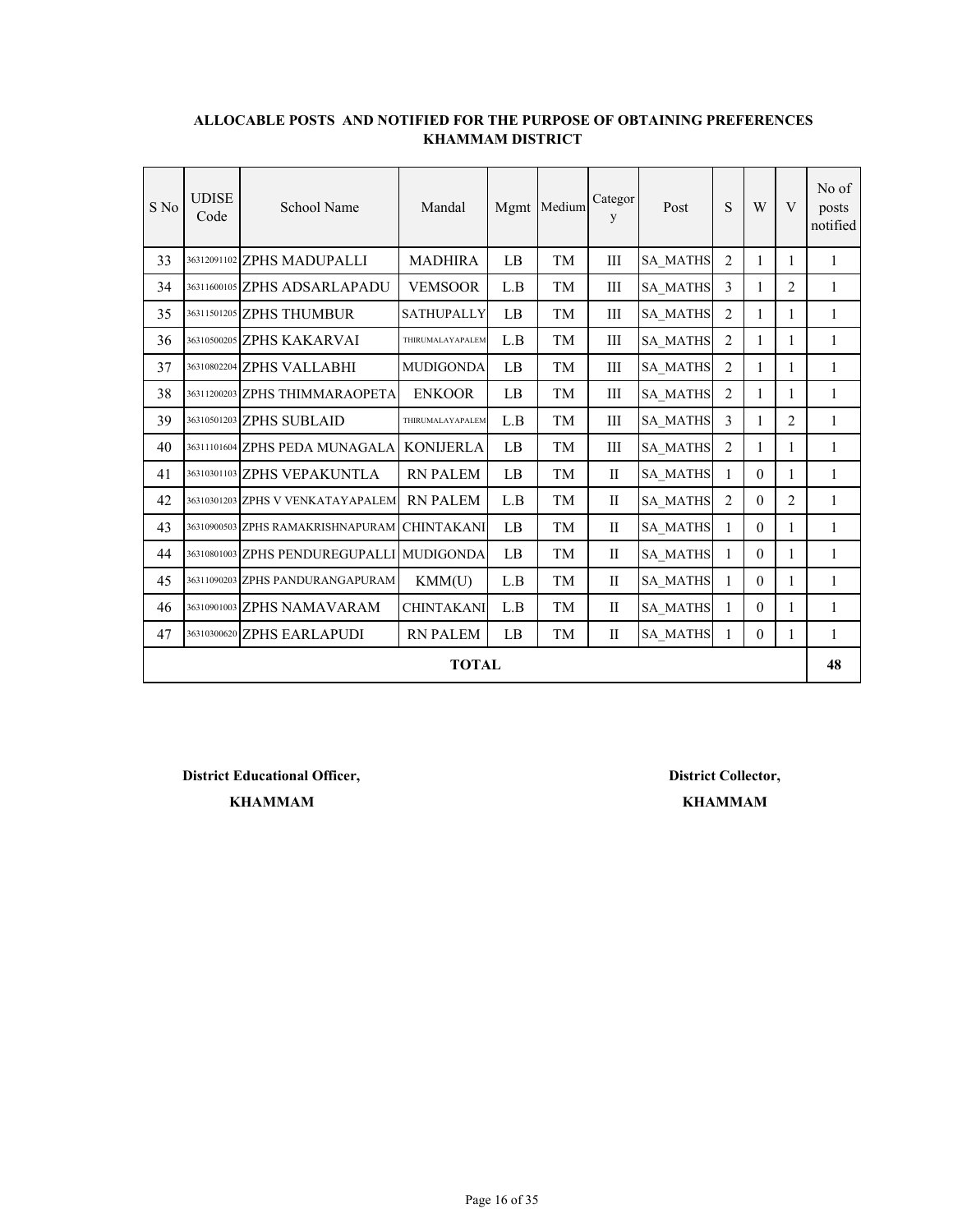**ALLOCABLE POSTS AND NOTIFIED FOR THE PURPOSE OF OBTAINING PREFERENCES**
**KHAMMAM DISTRICT**

| S No | UDISE Code | School Name | Mandal | Mgmt | Medium | Category | Post | S | W | V | No of posts notified |
|---|---|---|---|---|---|---|---|---|---|---|---|
| 33 | 36312091102 | ZPHS MADUPALLI | MADHIRA | LB | TM | III | SA_MATHS | 2 | 1 | 1 | 1 |
| 34 | 36311600105 | ZPHS ADSARLAPADU | VEMSOOR | L.B | TM | III | SA_MATHS | 3 | 1 | 2 | 1 |
| 35 | 36311501205 | ZPHS THUMBUR | SATHUPALLY | LB | TM | III | SA_MATHS | 2 | 1 | 1 | 1 |
| 36 | 36310500205 | ZPHS KAKARVAI | THIRUMALAYAPALEM | L.B | TM | III | SA_MATHS | 2 | 1 | 1 | 1 |
| 37 | 36310802204 | ZPHS VALLABHI | MUDIGONDA | LB | TM | III | SA_MATHS | 2 | 1 | 1 | 1 |
| 38 | 36311200203 | ZPHS THIMMARAOPETA | ENKOOR | LB | TM | III | SA_MATHS | 2 | 1 | 1 | 1 |
| 39 | 36310501203 | ZPHS SUBLAID | THIRUMALAYAPALEM | L.B | TM | III | SA_MATHS | 3 | 1 | 2 | 1 |
| 40 | 36311101604 | ZPHS PEDA MUNAGALA | KONIJERLA | LB | TM | III | SA_MATHS | 2 | 1 | 1 | 1 |
| 41 | 36310301103 | ZPHS VEPAKUNTLA | RN PALEM | LB | TM | II | SA_MATHS | 1 | 0 | 1 | 1 |
| 42 | 36310301203 | ZPHS V VENKATAYAPALEM | RN PALEM | L.B | TM | II | SA_MATHS | 2 | 0 | 2 | 1 |
| 43 | 36310900503 | ZPHS RAMAKRISHNAPURAM | CHINTAKANI | LB | TM | II | SA_MATHS | 1 | 0 | 1 | 1 |
| 44 | 36310801003 | ZPHS PENDUREGUPALLI | MUDIGONDA | LB | TM | II | SA_MATHS | 1 | 0 | 1 | 1 |
| 45 | 36311090203 | ZPHS PANDURANGAPURAM | KMM(U) | L.B | TM | II | SA_MATHS | 1 | 0 | 1 | 1 |
| 46 | 36310901003 | ZPHS NAMAVARAM | CHINTAKANI | L.B | TM | II | SA_MATHS | 1 | 0 | 1 | 1 |
| 47 | 36310300620 | ZPHS EARLAPUDI | RN PALEM | LB | TM | II | SA_MATHS | 1 | 0 | 1 | 1 |
| **TOTAL** | | | | | | | | | | | **48** |

**District Educational Officer,**
**KHAMMAM**

**District Collector,**
**KHAMMAM**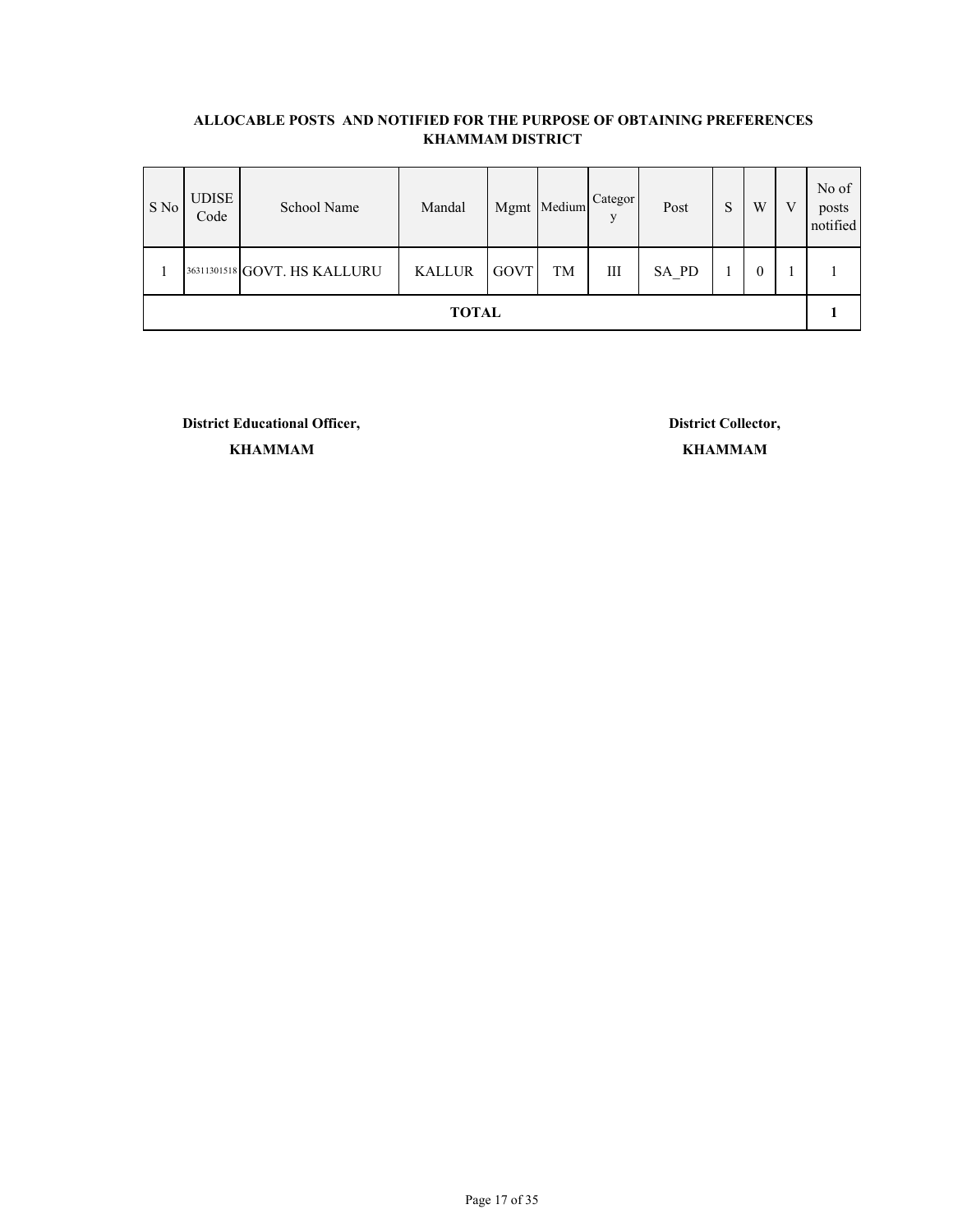**ALLOCABLE POSTS AND NOTIFIED FOR THE PURPOSE OF OBTAINING PREFERENCES**
**KHAMMAM DISTRICT**

| S No | UDISE Code | School Name | Mandal | Mgmt | Medium | Category | Post | S | W | V | No of posts notified |
|---|---|---|---|---|---|---|---|---|---|---|---|
| 1 | 36311301518 | GOVT. HS KALLURU | KALLUR | GOVT | TM | III | SA_PD | 1 | 0 | 1 | 1 |
| **TOTAL** | | | | | | | | | | | **1** |

**District Educational Officer,**
**KHAMMAM**

**District Collector,**
**KHAMMAM**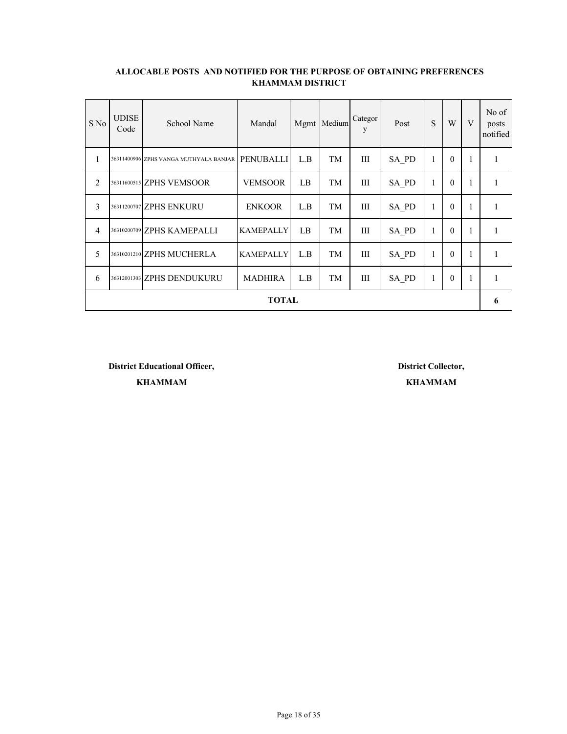**ALLOCABLE POSTS AND NOTIFIED FOR THE PURPOSE OF OBTAINING PREFERENCES**
**KHAMMAM DISTRICT**

| S No | UDISE Code | School Name | Mandal | Mgmt | Medium | Category | Post | S | W | V | No of posts notified |
|---|---|---|---|---|---|---|---|---|---|---|---|
| 1 | 36311400906 | ZPHS VANGA MUTHYALA BANJAR | PENUBALLI | L.B | TM | III | SA_PD | 1 | 0 | 1 | 1 |
| 2 | 36311600515 | ZPHS VEMSOOR | VEMSOOR | LB | TM | III | SA_PD | 1 | 0 | 1 | 1 |
| 3 | 36311200707 | ZPHS ENKURU | ENKOOR | L.B | TM | III | SA_PD | 1 | 0 | 1 | 1 |
| 4 | 36310200709 | ZPHS KAMEPALLI | KAMEPALLY | LB | TM | III | SA_PD | 1 | 0 | 1 | 1 |
| 5 | 36310201210 | ZPHS MUCHERLA | KAMEPALLY | L.B | TM | III | SA_PD | 1 | 0 | 1 | 1 |
| 6 | 36312001303 | ZPHS DENDUKURU | MADHIRA | L.B | TM | III | SA_PD | 1 | 0 | 1 | 1 |
| **TOTAL** | | | | | | | | | | | **6** |

**District Educational Officer,**
**KHAMMAM**

**District Collector,**
**KHAMMAM**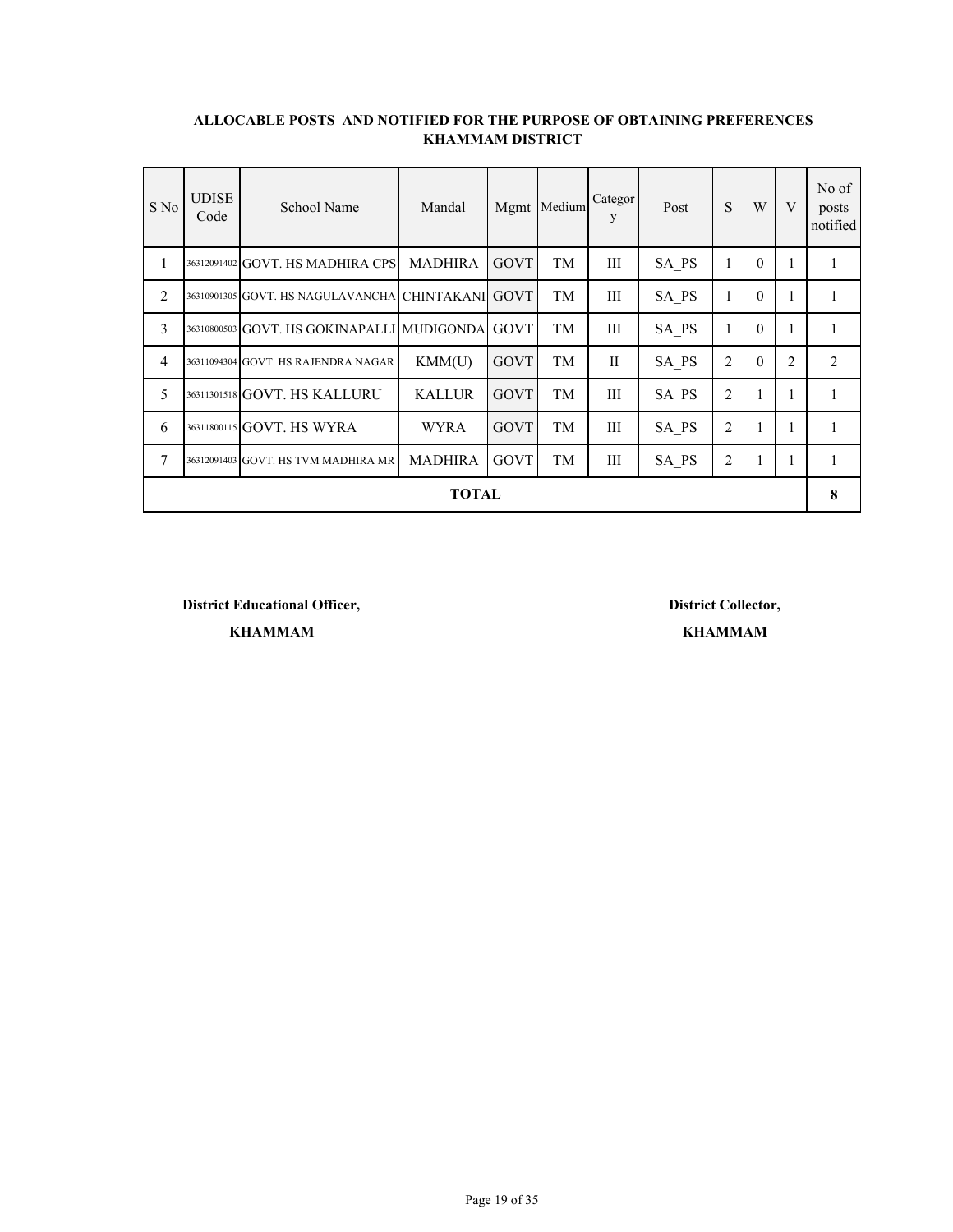**ALLOCABLE POSTS AND NOTIFIED FOR THE PURPOSE OF OBTAINING PREFERENCES**
**KHAMMAM DISTRICT**

| S No | UDISE Code | School Name | Mandal | Mgmt | Medium | Category | Post | S | W | V | No of posts notified |
|---|---|---|---|---|---|---|---|---|---|---|---|
| 1 | 36312091402 | GOVT. HS MADHIRA CPS | MADHIRA | GOVT | TM | III | SA_PS | 1 | 0 | 1 | 1 |
| 2 | 36310901305 | GOVT. HS NAGULAVANCHA | CHINTAKANI | GOVT | TM | III | SA_PS | 1 | 0 | 1 | 1 |
| 3 | 36310800503 | GOVT. HS GOKINAPALLI | MUDIGONDA | GOVT | TM | III | SA_PS | 1 | 0 | 1 | 1 |
| 4 | 36311094304 | GOVT. HS RAJENDRA NAGAR | KMM(U) | GOVT | TM | II | SA_PS | 2 | 0 | 2 | 2 |
| 5 | 36311301518 | GOVT. HS KALLURU | KALLUR | GOVT | TM | III | SA_PS | 2 | 1 | 1 | 1 |
| 6 | 36311800115 | GOVT. HS WYRA | WYRA | GOVT | TM | III | SA_PS | 2 | 1 | 1 | 1 |
| 7 | 36312091403 | GOVT. HS TVM MADHIRA MR | MADHIRA | GOVT | TM | III | SA_PS | 2 | 1 | 1 | 1 |
| **TOTAL** | | | | | | | | | | | **8** |

**District Educational Officer,**
**KHAMMAM**

**District Collector,**
**KHAMMAM**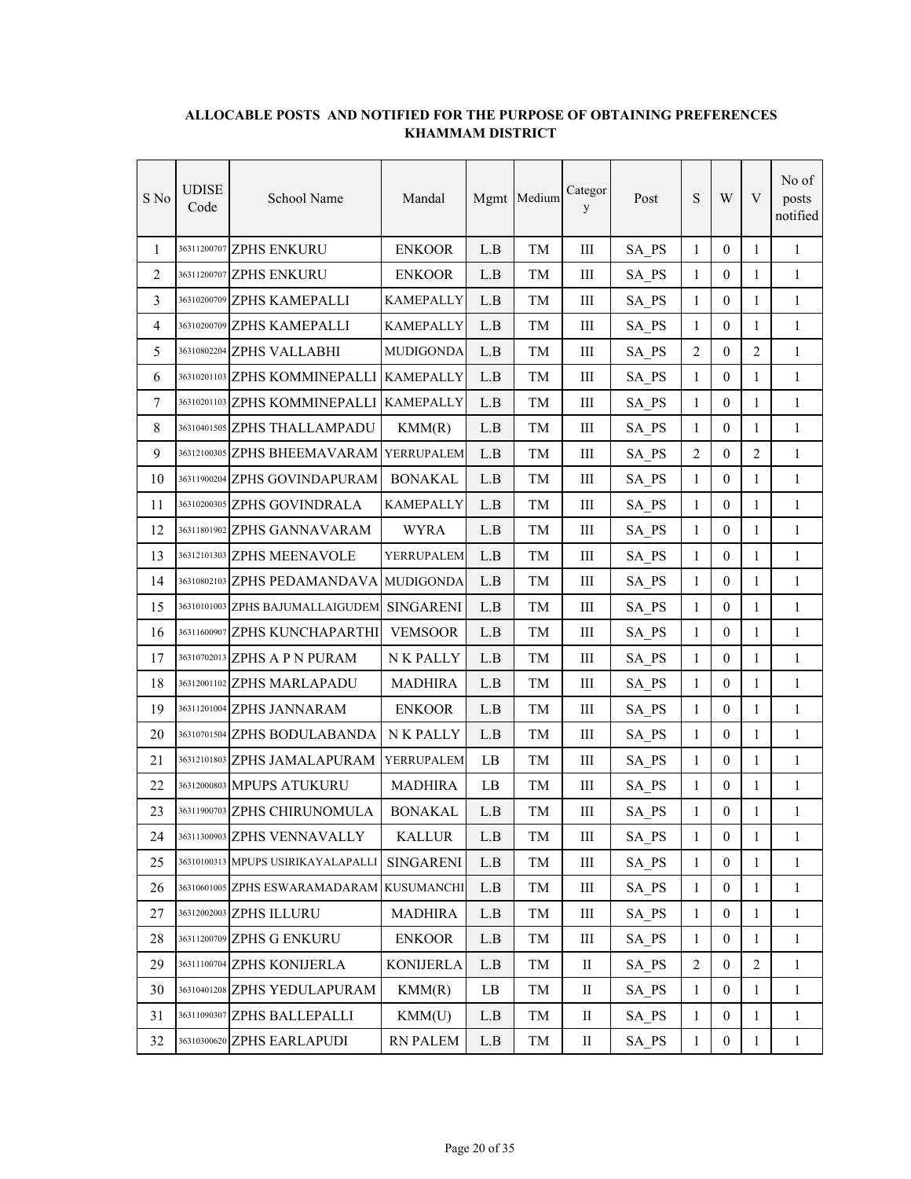**ALLOCABLE POSTS AND NOTIFIED FOR THE PURPOSE OF OBTAINING PREFERENCES KHAMMAM DISTRICT**

| S No | UDISE Code | School Name | Mandal | Mgmt | Medium | Category | Post | S | W | V | No of posts notified |
|---|---|---|---|---|---|---|---|---|---|---|---|
| 1 | 36311200707 | ZPHS ENKURU | ENKOOR | L.B | TM | III | SA_PS | 1 | 0 | 1 | 1 |
| 2 | 36311200707 | ZPHS ENKURU | ENKOOR | L.B | TM | III | SA_PS | 1 | 0 | 1 | 1 |
| 3 | 36310200709 | ZPHS KAMEPALLI | KAMEPALLY | L.B | TM | III | SA_PS | 1 | 0 | 1 | 1 |
| 4 | 36310200709 | ZPHS KAMEPALLI | KAMEPALLY | L.B | TM | III | SA_PS | 1 | 0 | 1 | 1 |
| 5 | 36310802204 | ZPHS VALLABHI | MUDIGONDA | L.B | TM | III | SA_PS | 2 | 0 | 2 | 1 |
| 6 | 36310201103 | ZPHS KOMMINEPALLI | KAMEPALLY | L.B | TM | III | SA_PS | 1 | 0 | 1 | 1 |
| 7 | 36310201103 | ZPHS KOMMINEPALLI | KAMEPALLY | L.B | TM | III | SA_PS | 1 | 0 | 1 | 1 |
| 8 | 36310401505 | ZPHS THALLAMPADU | KMM(R) | L.B | TM | III | SA_PS | 1 | 0 | 1 | 1 |
| 9 | 36312100305 | ZPHS BHEEMAVARAM | YERRUPALEM | L.B | TM | III | SA_PS | 2 | 0 | 2 | 1 |
| 10 | 36311900204 | ZPHS GOVINDAPURAM | BONAKAL | L.B | TM | III | SA_PS | 1 | 0 | 1 | 1 |
| 11 | 36310200305 | ZPHS GOVINDRALA | KAMEPALLY | L.B | TM | III | SA_PS | 1 | 0 | 1 | 1 |
| 12 | 36311801902 | ZPHS GANNAVARAM | WYRA | L.B | TM | III | SA_PS | 1 | 0 | 1 | 1 |
| 13 | 36312101303 | ZPHS MEENAVOLE | YERRUPALEM | L.B | TM | III | SA_PS | 1 | 0 | 1 | 1 |
| 14 | 36310802103 | ZPHS PEDAMANDAVA | MUDIGONDA | L.B | TM | III | SA_PS | 1 | 0 | 1 | 1 |
| 15 | 36310101003 | ZPHS BAJUMALLAIGUDEM | SINGARENI | L.B | TM | III | SA_PS | 1 | 0 | 1 | 1 |
| 16 | 36311600907 | ZPHS KUNCHAPARTHI | VEMSOOR | L.B | TM | III | SA_PS | 1 | 0 | 1 | 1 |
| 17 | 36310702013 | ZPHS A P N PURAM | N K PALLY | L.B | TM | III | SA_PS | 1 | 0 | 1 | 1 |
| 18 | 36312001102 | ZPHS MARLAPADU | MADHIRA | L.B | TM | III | SA_PS | 1 | 0 | 1 | 1 |
| 19 | 36311201004 | ZPHS JANNARAM | ENKOOR | L.B | TM | III | SA_PS | 1 | 0 | 1 | 1 |
| 20 | 36310701504 | ZPHS BODULABANDA | N K PALLY | L.B | TM | III | SA_PS | 1 | 0 | 1 | 1 |
| 21 | 36312101803 | ZPHS JAMALAPURAM | YERRUPALEM | LB | TM | III | SA_PS | 1 | 0 | 1 | 1 |
| 22 | 36312000803 | MPUPS ATUKURU | MADHIRA | LB | TM | III | SA_PS | 1 | 0 | 1 | 1 |
| 23 | 36311900703 | ZPHS CHIRUNOMULA | BONAKAL | L.B | TM | III | SA_PS | 1 | 0 | 1 | 1 |
| 24 | 36311300903 | ZPHS VENNAVALLY | KALLUR | L.B | TM | III | SA_PS | 1 | 0 | 1 | 1 |
| 25 | 36310100313 | MPUPS USIRIKAYALAPALLI | SINGARENI | L.B | TM | III | SA_PS | 1 | 0 | 1 | 1 |
| 26 | 36310601005 | ZPHS ESWARAMADARAM | KUSUMANCHI | L.B | TM | III | SA_PS | 1 | 0 | 1 | 1 |
| 27 | 36312002003 | ZPHS ILLURU | MADHIRA | L.B | TM | III | SA_PS | 1 | 0 | 1 | 1 |
| 28 | 36311200709 | ZPHS G ENKURU | ENKOOR | L.B | TM | III | SA_PS | 1 | 0 | 1 | 1 |
| 29 | 36311100704 | ZPHS KONIJERLA | KONIJERLA | L.B | TM | II | SA_PS | 2 | 0 | 2 | 1 |
| 30 | 36310401208 | ZPHS YEDULAPURAM | KMM(R) | LB | TM | II | SA_PS | 1 | 0 | 1 | 1 |
| 31 | 36311090307 | ZPHS BALLEPALLI | KMM(U) | L.B | TM | II | SA_PS | 1 | 0 | 1 | 1 |
| 32 | 36310300620 | ZPHS EARLAPUDI | RN PALEM | L.B | TM | II | SA_PS | 1 | 0 | 1 | 1 |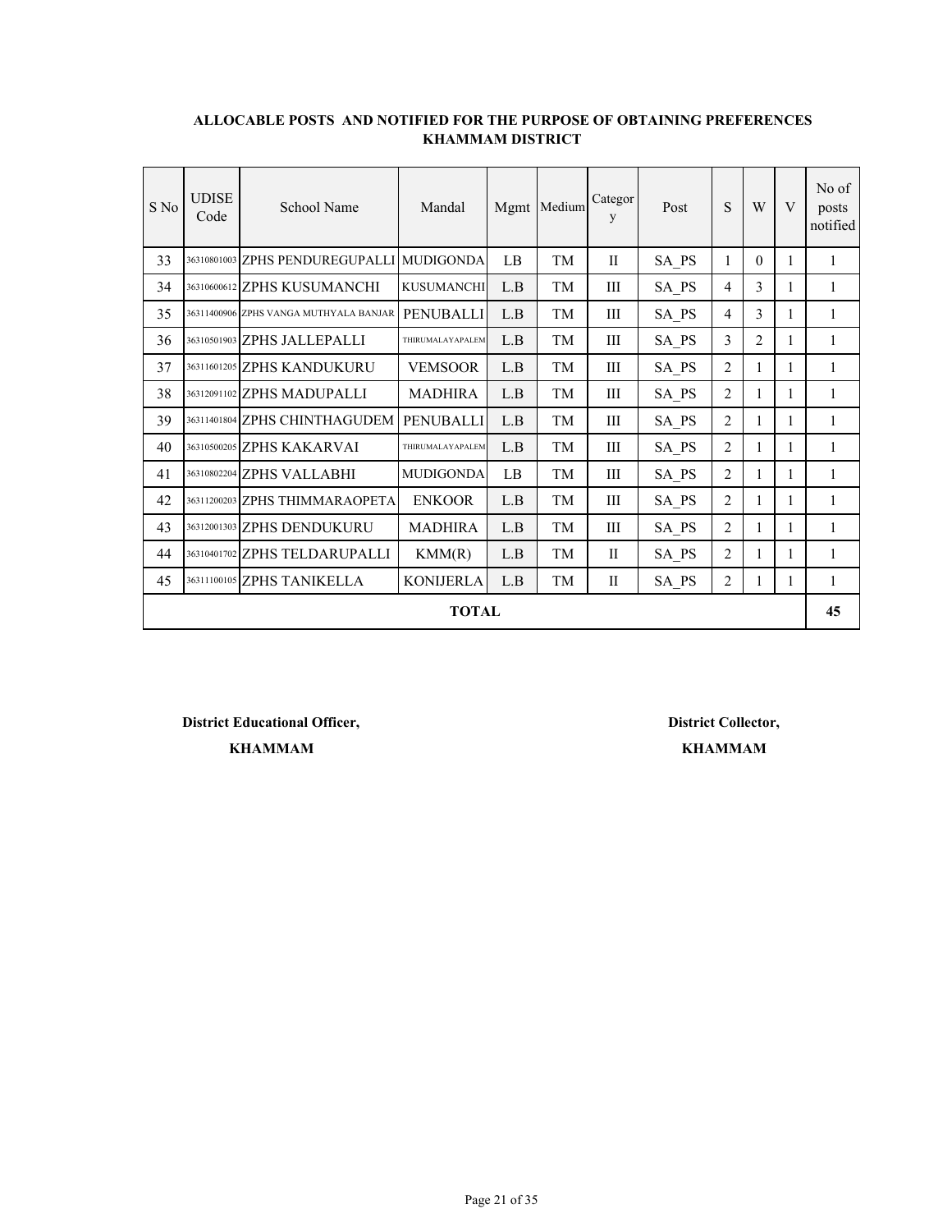**ALLOCABLE POSTS AND NOTIFIED FOR THE PURPOSE OF OBTAINING PREFERENCES**
**KHAMMAM DISTRICT**

| S No | UDISE Code | School Name | Mandal | Mgmt | Medium | Category | Post | S | W | V | No of posts notified |
|---|---|---|---|---|---|---|---|---|---|---|---|
| 33 | 36310801003 | ZPHS PENDUREGUPALLI | MUDIGONDA | LB | TM | II | SA_PS | 1 | 0 | 1 | 1 |
| 34 | 36310600612 | ZPHS KUSUMANCHI | KUSUMANCHI | L.B | TM | III | SA_PS | 4 | 3 | 1 | 1 |
| 35 | 36311400906 | ZPHS VANGA MUTHYALA BANJAR | PENUBALLI | L.B | TM | III | SA_PS | 4 | 3 | 1 | 1 |
| 36 | 36310501903 | ZPHS JALLEPALLI | THIRUMALAYAPALEM | L.B | TM | III | SA_PS | 3 | 2 | 1 | 1 |
| 37 | 36311601205 | ZPHS KANDUKURU | VEMSOOR | L.B | TM | III | SA_PS | 2 | 1 | 1 | 1 |
| 38 | 36312091102 | ZPHS MADUPALLI | MADHIRA | L.B | TM | III | SA_PS | 2 | 1 | 1 | 1 |
| 39 | 36311401804 | ZPHS CHINTHAGUDEM | PENUBALLI | L.B | TM | III | SA_PS | 2 | 1 | 1 | 1 |
| 40 | 36310500205 | ZPHS KAKARVAI | THIRUMALAYAPALEM | L.B | TM | III | SA_PS | 2 | 1 | 1 | 1 |
| 41 | 36310802204 | ZPHS VALLABHI | MUDIGONDA | LB | TM | III | SA_PS | 2 | 1 | 1 | 1 |
| 42 | 36311200203 | ZPHS THIMMARAOPETA | ENKOOR | L.B | TM | III | SA_PS | 2 | 1 | 1 | 1 |
| 43 | 36312001303 | ZPHS DENDUKURU | MADHIRA | L.B | TM | III | SA_PS | 2 | 1 | 1 | 1 |
| 44 | 36310401702 | ZPHS TELDARUPALLI | KMM(R) | L.B | TM | II | SA_PS | 2 | 1 | 1 | 1 |
| 45 | 36311100105 | ZPHS TANIKELLA | KONIJERLA | L.B | TM | II | SA_PS | 2 | 1 | 1 | 1 |
| **TOTAL** | | | | | | | | | | | **45** |

**District Educational Officer,**
**KHAMMAM**

**District Collector,**
**KHAMMAM**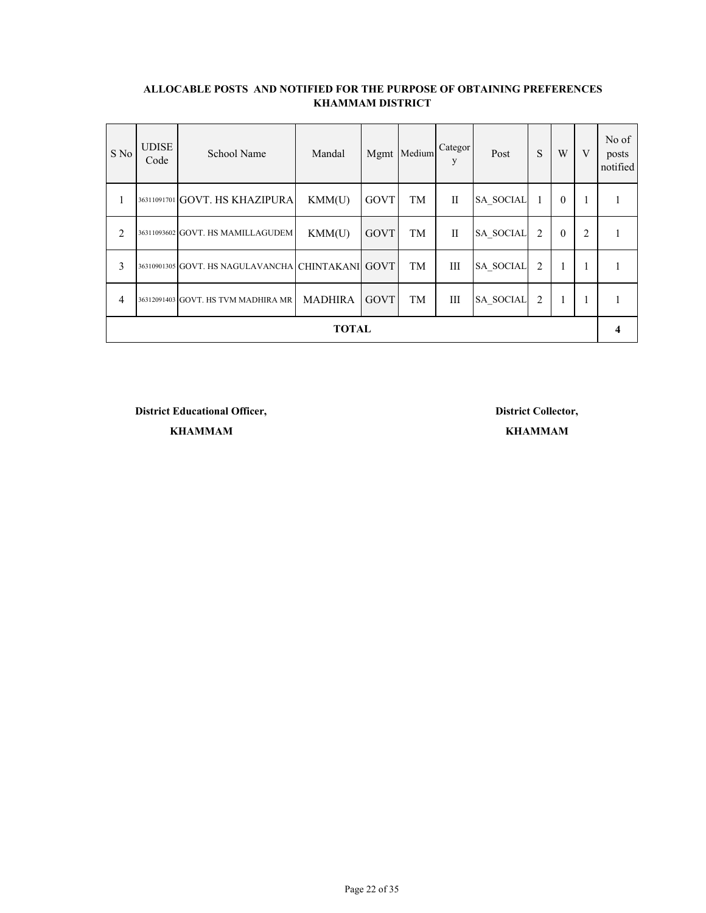**ALLOCABLE POSTS AND NOTIFIED FOR THE PURPOSE OF OBTAINING PREFERENCES**
**KHAMMAM DISTRICT**

| S No | UDISE Code | School Name | Mandal | Mgmt | Medium | Category | Post | S | W | V | No of posts notified |
|---|---|---|---|---|---|---|---|---|---|---|---|
| 1 | 36311091701 | GOVT. HS KHAZIPURA | KMM(U) | GOVT | TM | II | SA_SOCIAL | 1 | 0 | 1 | 1 |
| 2 | 36311093602 | GOVT. HS MAMILLAGUDEM | KMM(U) | GOVT | TM | II | SA_SOCIAL | 2 | 0 | 2 | 1 |
| 3 | 36310901305 | GOVT. HS NAGULAVANCHA | CHINTAKANI | GOVT | TM | III | SA_SOCIAL | 2 | 1 | 1 | 1 |
| 4 | 36312091403 | GOVT. HS TVM MADHIRA MR | MADHIRA | GOVT | TM | III | SA_SOCIAL | 2 | 1 | 1 | 1 |
| **TOTAL** | | | | | | | | | | | **4** |

**District Educational Officer,**
**KHAMMAM**

**District Collector,**
**KHAMMAM**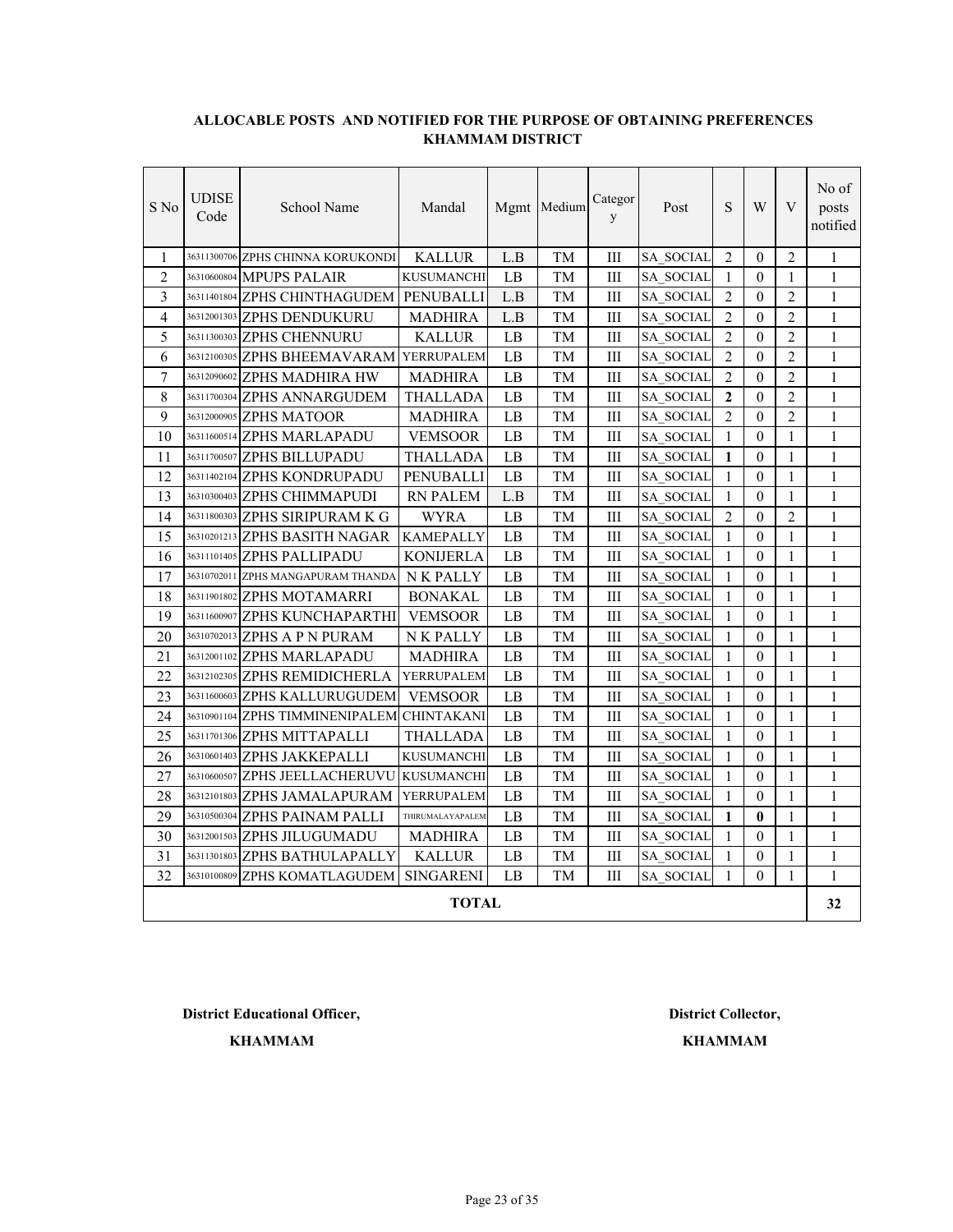**ALLOCABLE POSTS AND NOTIFIED FOR THE PURPOSE OF OBTAINING PREFERENCES**
**KHAMMAM DISTRICT**

| S No | UDISE Code | School Name | Mandal | Mgmt | Medium | Category | Post | S | W | V | No of posts notified |
|---|---|---|---|---|---|---|---|---|---|---|---|
| 1 | 36311300706 | ZPHS CHINNA KORUKONDI | KALLUR | L.B | TM | III | SA_SOCIAL | 2 | 0 | 2 | 1 |
| 2 | 36310600804 | MPUPS PALAIR | KUSUMANCHI | LB | TM | III | SA_SOCIAL | 1 | 0 | 1 | 1 |
| 3 | 36311401804 | ZPHS CHINTHAGUDEM | PENUBALLI | L.B | TM | III | SA_SOCIAL | 2 | 0 | 2 | 1 |
| 4 | 36312001303 | ZPHS DENDUKURU | MADHIRA | L.B | TM | III | SA_SOCIAL | 2 | 0 | 2 | 1 |
| 5 | 36311300303 | ZPHS CHENNURU | KALLUR | LB | TM | III | SA_SOCIAL | 2 | 0 | 2 | 1 |
| 6 | 36312100305 | ZPHS BHEEMAVARAM | YERRUPALEM | LB | TM | III | SA_SOCIAL | 2 | 0 | 2 | 1 |
| 7 | 36312090602 | ZPHS MADHIRA HW | MADHIRA | LB | TM | III | SA_SOCIAL | 2 | 0 | 2 | 1 |
| 8 | 36311700304 | ZPHS ANNARGUDEM | THALLADA | LB | TM | III | SA_SOCIAL | **2** | 0 | 2 | 1 |
| 9 | 36312000905 | ZPHS MATOOR | MADHIRA | LB | TM | III | SA_SOCIAL | 2 | 0 | 2 | 1 |
| 10 | 36311600514 | ZPHS MARLAPADU | VEMSOOR | LB | TM | III | SA_SOCIAL | 1 | 0 | 1 | 1 |
| 11 | 36311700507 | ZPHS BILLUPADU | THALLADA | LB | TM | III | SA_SOCIAL | **1** | 0 | 1 | 1 |
| 12 | 36311402104 | ZPHS KONDRUPADU | PENUBALLI | LB | TM | III | SA_SOCIAL | 1 | 0 | 1 | 1 |
| 13 | 36310300403 | ZPHS CHIMMAPUDI | RN PALEM | L.B | TM | III | SA_SOCIAL | 1 | 0 | 1 | 1 |
| 14 | 36311800303 | ZPHS SIRIPURAM K G | WYRA | LB | TM | III | SA_SOCIAL | 2 | 0 | 2 | 1 |
| 15 | 36310201213 | ZPHS BASITH NAGAR | KAMEPALLY | LB | TM | III | SA_SOCIAL | 1 | 0 | 1 | 1 |
| 16 | 36311101405 | ZPHS PALLIPADU | KONIJERLA | LB | TM | III | SA_SOCIAL | 1 | 0 | 1 | 1 |
| 17 | 36310702011 | ZPHS MANGAPURAM THANDA | N K PALLY | LB | TM | III | SA_SOCIAL | 1 | 0 | 1 | 1 |
| 18 | 36311901802 | ZPHS MOTAMARRI | BONAKAL | LB | TM | III | SA_SOCIAL | 1 | 0 | 1 | 1 |
| 19 | 36311600907 | ZPHS KUNCHAPARTHI | VEMSOOR | LB | TM | III | SA_SOCIAL | 1 | 0 | 1 | 1 |
| 20 | 36310702013 | ZPHS A P N PURAM | N K PALLY | LB | TM | III | SA_SOCIAL | 1 | 0 | 1 | 1 |
| 21 | 36312001102 | ZPHS MARLAPADU | MADHIRA | LB | TM | III | SA_SOCIAL | 1 | 0 | 1 | 1 |
| 22 | 36312102305 | ZPHS REMIDICHERLA | YERRUPALEM | LB | TM | III | SA_SOCIAL | 1 | 0 | 1 | 1 |
| 23 | 36311600603 | ZPHS KALLURUGUDEM | VEMSOOR | LB | TM | III | SA_SOCIAL | 1 | 0 | 1 | 1 |
| 24 | 36310901104 | ZPHS TIMMINENIPALEM | CHINTAKANI | LB | TM | III | SA_SOCIAL | 1 | 0 | 1 | 1 |
| 25 | 36311701306 | ZPHS MITTAPALLI | THALLADA | LB | TM | III | SA_SOCIAL | 1 | 0 | 1 | 1 |
| 26 | 36310601403 | ZPHS JAKKEPALLI | KUSUMANCHI | LB | TM | III | SA_SOCIAL | 1 | 0 | 1 | 1 |
| 27 | 36310600507 | ZPHS JEELLACHERUVU | KUSUMANCHI | LB | TM | III | SA_SOCIAL | 1 | 0 | 1 | 1 |
| 28 | 36312101803 | ZPHS JAMALAPURAM | YERRUPALEM | LB | TM | III | SA_SOCIAL | 1 | 0 | 1 | 1 |
| 29 | 36310500304 | ZPHS PAINAM PALLI | THIRUMALAYAPALEM | LB | TM | III | SA_SOCIAL | **1** | **0** | 1 | 1 |
| 30 | 36312001503 | ZPHS JILUGUMADU | MADHIRA | LB | TM | III | SA_SOCIAL | 1 | 0 | 1 | 1 |
| 31 | 36311301803 | ZPHS BATHULAPALLY | KALLUR | LB | TM | III | SA_SOCIAL | 1 | 0 | 1 | 1 |
| 32 | 36310100809 | ZPHS KOMATLAGUDEM | SINGARENI | LB | TM | III | SA_SOCIAL | 1 | 0 | 1 | 1 |
| **TOTAL** | | | | | | | | | | | **32** |

**District Educational Officer,**
**KHAMMAM**

**District Collector,**
**KHAMMAM**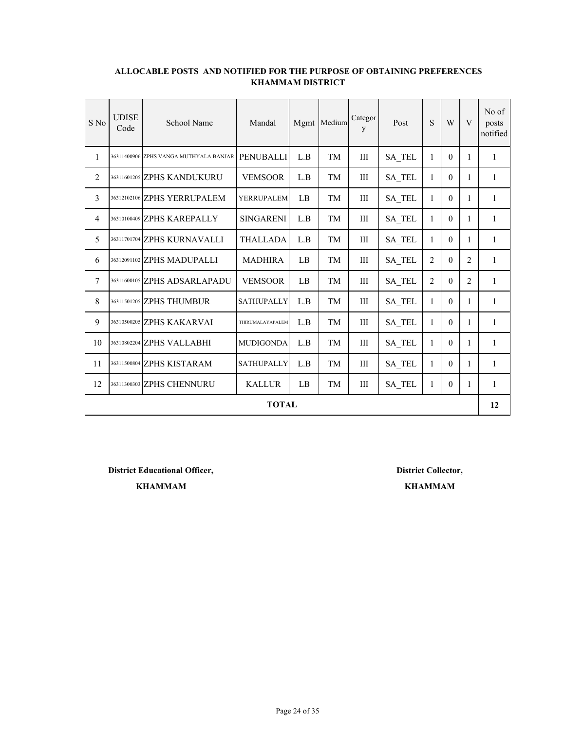**ALLOCABLE POSTS AND NOTIFIED FOR THE PURPOSE OF OBTAINING PREFERENCES**
**KHAMMAM DISTRICT**

| S No | UDISE Code | School Name | Mandal | Mgmt | Medium | Category | Post | S | W | V | No of posts notified |
|---|---|---|---|---|---|---|---|---|---|---|---|
| 1 | 36311400906 | ZPHS VANGA MUTHYALA BANJAR | PENUBALLI | L.B | TM | III | SA_TEL | 1 | 0 | 1 | 1 |
| 2 | 36311601205 | ZPHS KANDUKURU | VEMSOOR | L.B | TM | III | SA_TEL | 1 | 0 | 1 | 1 |
| 3 | 36312102106 | ZPHS YERRUPALEM | YERRUPALEM | LB | TM | III | SA_TEL | 1 | 0 | 1 | 1 |
| 4 | 36310100409 | ZPHS KAREPALLY | SINGARENI | L.B | TM | III | SA_TEL | 1 | 0 | 1 | 1 |
| 5 | 36311701704 | ZPHS KURNAVALLI | THALLADA | L.B | TM | III | SA_TEL | 1 | 0 | 1 | 1 |
| 6 | 36312091102 | ZPHS MADUPALLI | MADHIRA | LB | TM | III | SA_TEL | 2 | 0 | 2 | 1 |
| 7 | 36311600105 | ZPHS ADSARLAPADU | VEMSOOR | LB | TM | III | SA_TEL | 2 | 0 | 2 | 1 |
| 8 | 36311501205 | ZPHS THUMBUR | SATHUPALLY | L.B | TM | III | SA_TEL | 1 | 0 | 1 | 1 |
| 9 | 36310500205 | ZPHS KAKARVAI | THIRUMALAYAPALEM | L.B | TM | III | SA_TEL | 1 | 0 | 1 | 1 |
| 10 | 36310802204 | ZPHS VALLABHI | MUDIGONDA | L.B | TM | III | SA_TEL | 1 | 0 | 1 | 1 |
| 11 | 36311500804 | ZPHS KISTARAM | SATHUPALLY | L.B | TM | III | SA_TEL | 1 | 0 | 1 | 1 |
| 12 | 36311300303 | ZPHS CHENNURU | KALLUR | LB | TM | III | SA_TEL | 1 | 0 | 1 | 1 |
| **TOTAL** | | | | | | | | | | | **12** |

**District Educational Officer,**
**KHAMMAM**

**District Collector,**
**KHAMMAM**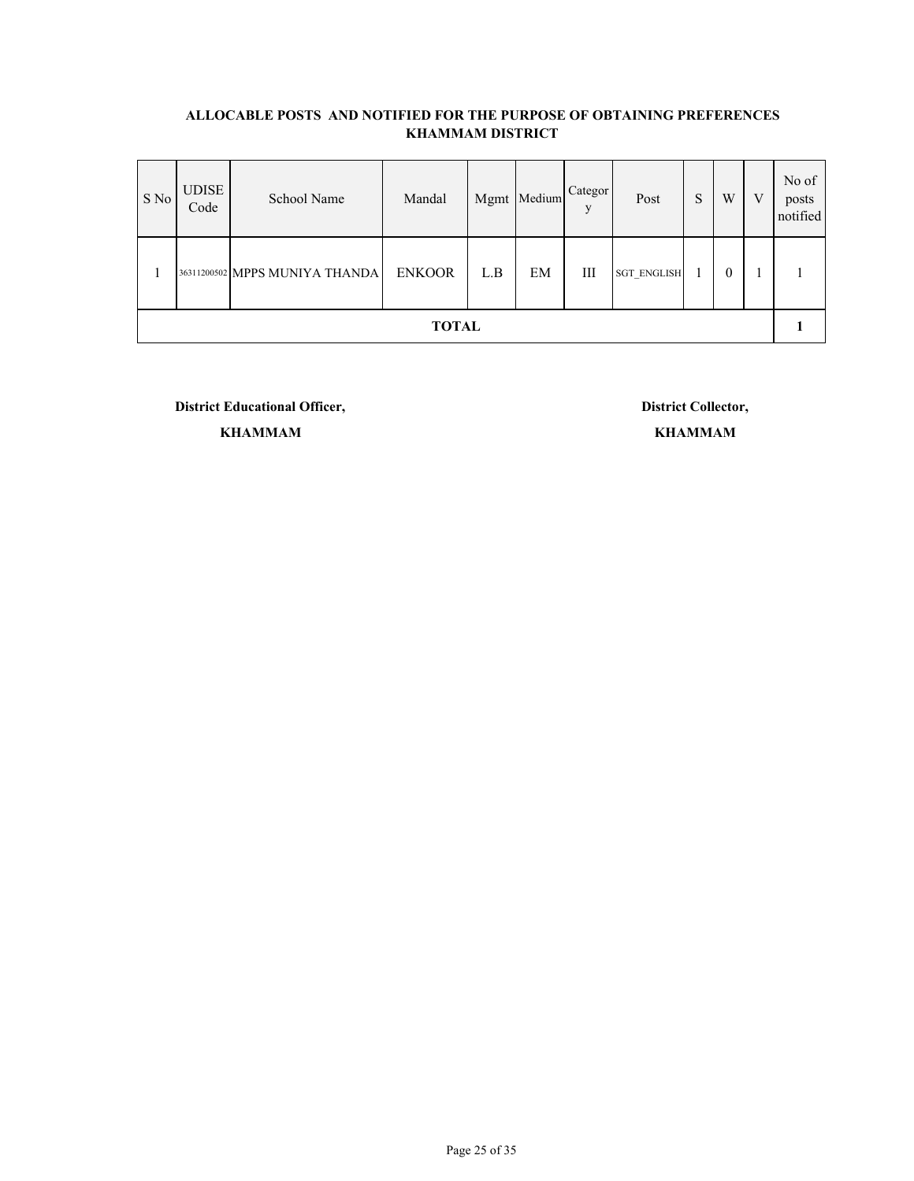**ALLOCABLE POSTS AND NOTIFIED FOR THE PURPOSE OF OBTAINING PREFERENCES**
**KHAMMAM DISTRICT**

| S No | UDISE Code | School Name | Mandal | Mgmt | Medium | Category | Post | S | W | V | No of posts notified |
|---|---|---|---|---|---|---|---|---|---|---|---|
| 1 | 36311200502 | MPPS MUNIYA THANDA | ENKOOR | L.B | EM | III | SGT_ENGLISH | 1 | 0 | 1 | 1 |
| **TOTAL** | | | | | | | | | | | **1** |

**District Educational Officer,**
**KHAMMAM**

**District Collector,**
**KHAMMAM**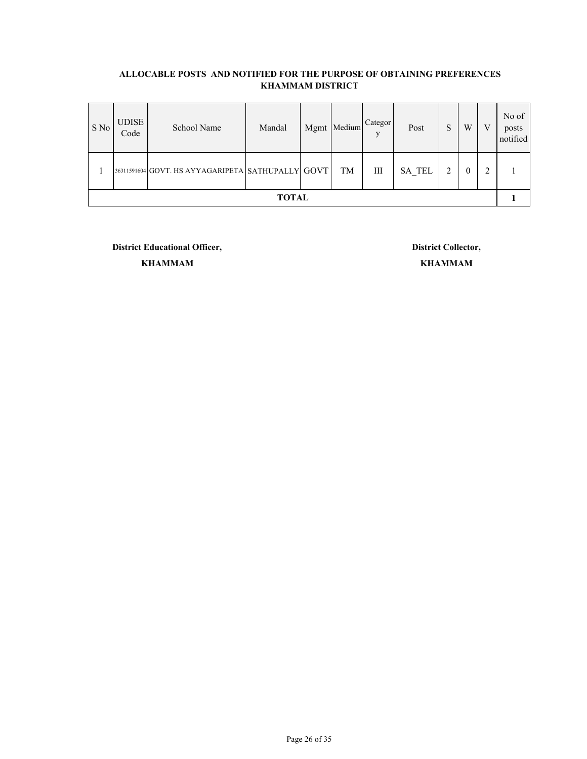**ALLOCABLE POSTS AND NOTIFIED FOR THE PURPOSE OF OBTAINING PREFERENCES**
**KHAMMAM DISTRICT**

| S No | UDISE Code | School Name | Mandal | Mgmt | Medium | Category | Post | S | W | V | No of posts notified |
|---|---|---|---|---|---|---|---|---|---|---|---|
| 1 | 36311591604 | GOVT. HS AYYAGARIPETA | SATHUPALLY | GOVT | TM | III | SA_TEL | 2 | 0 | 2 | 1 |
| **TOTAL** | | | | | | | | | | | **1** |

**District Educational Officer,**
**KHAMMAM**

**District Collector,**
**KHAMMAM**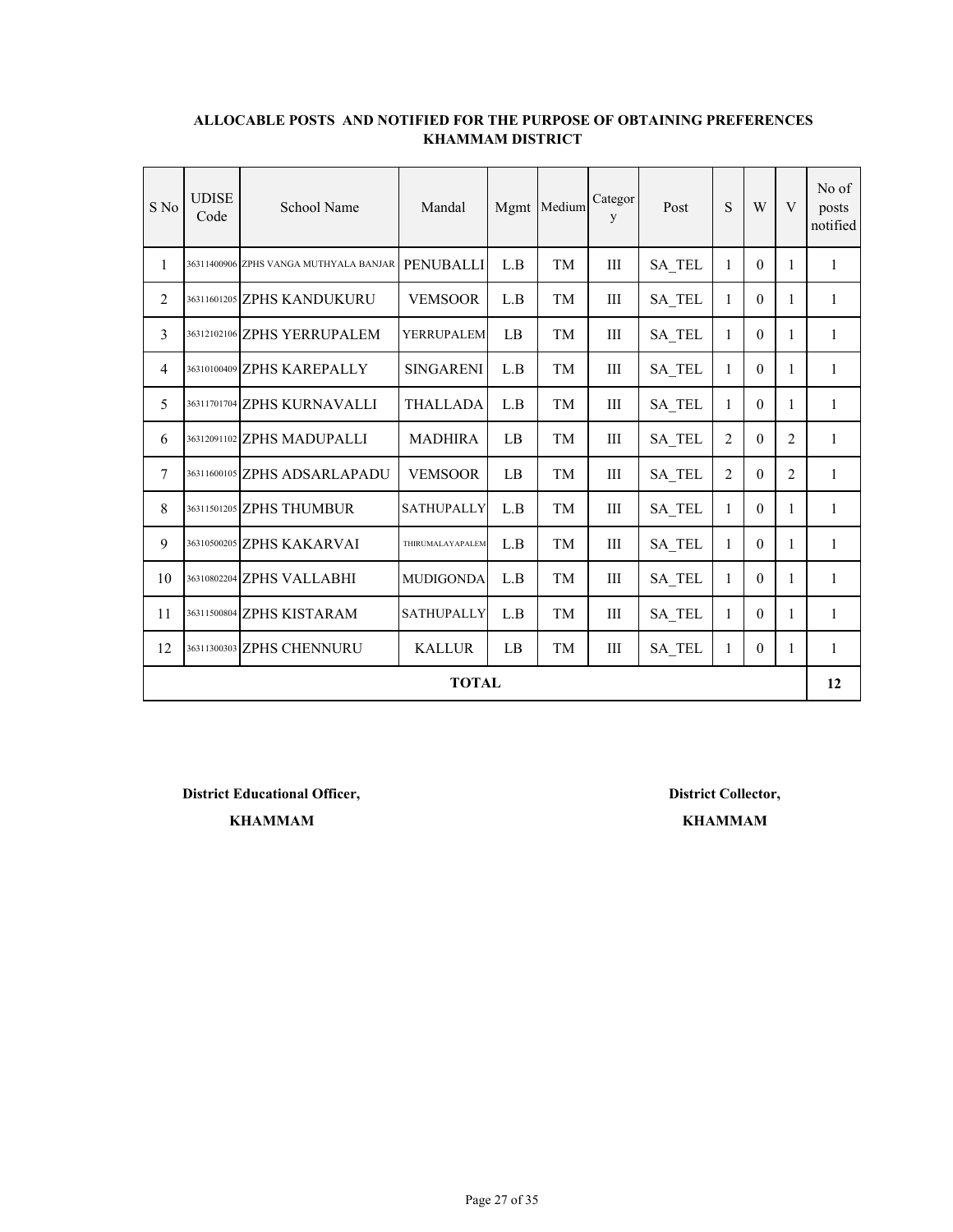**ALLOCABLE POSTS AND NOTIFIED FOR THE PURPOSE OF OBTAINING PREFERENCES**
**KHAMMAM DISTRICT**

| S No | UDISE Code | School Name | Mandal | Mgmt | Medium | Category | Post | S | W | V | No of posts notified |
|---|---|---|---|---|---|---|---|---|---|---|---|
| 1 | 36311400906 | ZPHS VANGA MUTHYALA BANJAR | PENUBALLI | L.B | TM | III | SA_TEL | 1 | 0 | 1 | 1 |
| 2 | 36311601205 | ZPHS KANDUKURU | VEMSOOR | L.B | TM | III | SA_TEL | 1 | 0 | 1 | 1 |
| 3 | 36312102106 | ZPHS YERRUPALEM | YERRUPALEM | LB | TM | III | SA_TEL | 1 | 0 | 1 | 1 |
| 4 | 36310100409 | ZPHS KAREPALLY | SINGARENI | L.B | TM | III | SA_TEL | 1 | 0 | 1 | 1 |
| 5 | 36311701704 | ZPHS KURNAVALLI | THALLADA | L.B | TM | III | SA_TEL | 1 | 0 | 1 | 1 |
| 6 | 36312091102 | ZPHS MADUPALLI | MADHIRA | LB | TM | III | SA_TEL | 2 | 0 | 2 | 1 |
| 7 | 36311600105 | ZPHS ADSARLAPADU | VEMSOOR | LB | TM | III | SA_TEL | 2 | 0 | 2 | 1 |
| 8 | 36311501205 | ZPHS THUMBUR | SATHUPALLY | L.B | TM | III | SA_TEL | 1 | 0 | 1 | 1 |
| 9 | 36310500205 | ZPHS KAKARVAI | THIRUMALAYAPALEM | L.B | TM | III | SA_TEL | 1 | 0 | 1 | 1 |
| 10 | 36310802204 | ZPHS VALLABHI | MUDIGONDA | L.B | TM | III | SA_TEL | 1 | 0 | 1 | 1 |
| 11 | 36311500804 | ZPHS KISTARAM | SATHUPALLY | L.B | TM | III | SA_TEL | 1 | 0 | 1 | 1 |
| 12 | 36311300303 | ZPHS CHENNURU | KALLUR | LB | TM | III | SA_TEL | 1 | 0 | 1 | 1 |
| **TOTAL** | | | | | | | | | | | **12** |

**District Educational Officer,**
**KHAMMAM**

**District Collector,**
**KHAMMAM**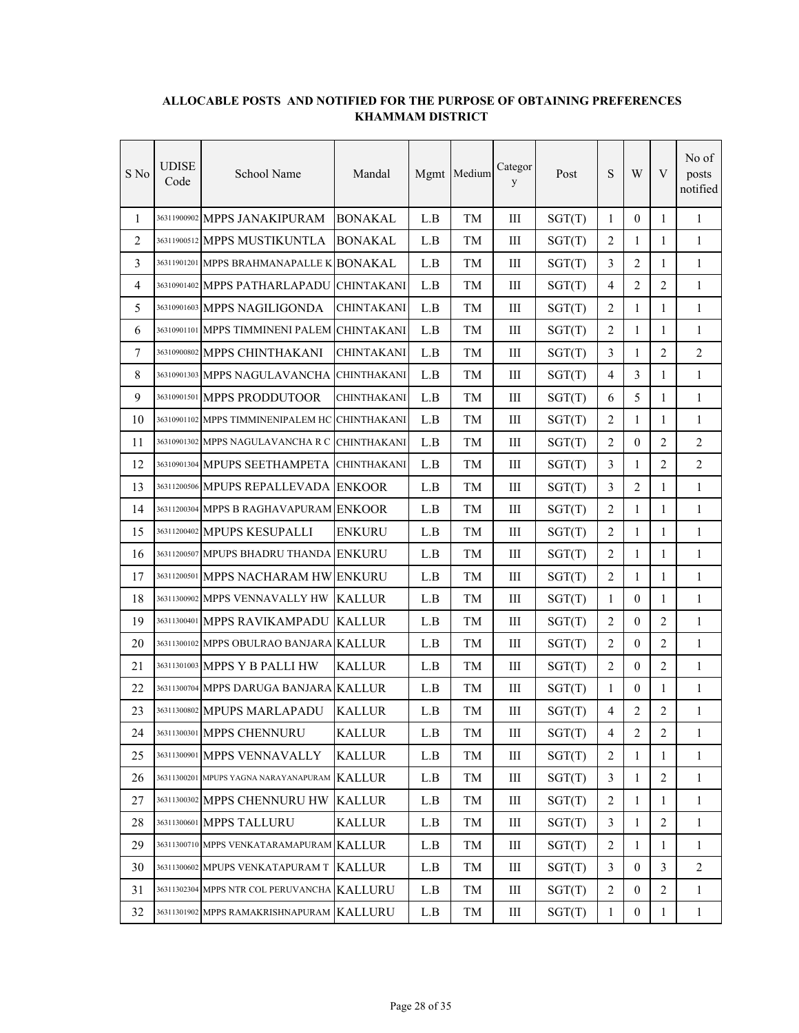**ALLOCABLE POSTS AND NOTIFIED FOR THE PURPOSE OF OBTAINING PREFERENCES KHAMMAM DISTRICT**

| S No | UDISE Code | School Name | Mandal | Mgmt | Medium | Category | Post | S | W | V | No of posts notified |
|---|---|---|---|---|---|---|---|---|---|---|---|
| 1 | 36311900902 | MPPS JANAKIPURAM | BONAKAL | L.B | TM | III | SGT(T) | 1 | 0 | 1 | 1 |
| 2 | 36311900512 | MPPS MUSTIKUNTLA | BONAKAL | L.B | TM | III | SGT(T) | 2 | 1 | 1 | 1 |
| 3 | 36311901201 | MPPS BRAHMANAPALLE K | BONAKAL | L.B | TM | III | SGT(T) | 3 | 2 | 1 | 1 |
| 4 | 36310901402 | MPPS PATHARLAPADU | CHINTAKANI | L.B | TM | III | SGT(T) | 4 | 2 | 2 | 1 |
| 5 | 36310901603 | MPPS NAGILIGONDA | CHINTAKANI | L.B | TM | III | SGT(T) | 2 | 1 | 1 | 1 |
| 6 | 36310901101 | MPPS TIMMINENI PALEM | CHINTAKANI | L.B | TM | III | SGT(T) | 2 | 1 | 1 | 1 |
| 7 | 36310900802 | MPPS CHINTHAKANI | CHINTAKANI | L.B | TM | III | SGT(T) | 3 | 1 | 2 | 2 |
| 8 | 36310901303 | MPPS NAGULAVANCHA | CHINTHAKANI | L.B | TM | III | SGT(T) | 4 | 3 | 1 | 1 |
| 9 | 36310901501 | MPPS PRODDUTOOR | CHINTHAKANI | L.B | TM | III | SGT(T) | 6 | 5 | 1 | 1 |
| 10 | 36310901102 | MPPS TIMMINENIPALEM HC | CHINTHAKANI | L.B | TM | III | SGT(T) | 2 | 1 | 1 | 1 |
| 11 | 36310901302 | MPPS NAGULAVANCHA R C | CHINTHAKANI | L.B | TM | III | SGT(T) | 2 | 0 | 2 | 2 |
| 12 | 36310901304 | MPUPS SEETHAMPETA | CHINTHAKANI | L.B | TM | III | SGT(T) | 3 | 1 | 2 | 2 |
| 13 | 36311200506 | MPUPS REPALLEVADA | ENKOOR | L.B | TM | III | SGT(T) | 3 | 2 | 1 | 1 |
| 14 | 36311200304 | MPPS B RAGHAVAPURAM | ENKOOR | L.B | TM | III | SGT(T) | 2 | 1 | 1 | 1 |
| 15 | 36311200402 | MPUPS KESUPALLI | ENKURU | L.B | TM | III | SGT(T) | 2 | 1 | 1 | 1 |
| 16 | 36311200507 | MPUPS BHADRU THANDA | ENKURU | L.B | TM | III | SGT(T) | 2 | 1 | 1 | 1 |
| 17 | 36311200501 | MPPS NACHARAM HW | ENKURU | L.B | TM | III | SGT(T) | 2 | 1 | 1 | 1 |
| 18 | 36311300902 | MPPS VENNAVALLY HW | KALLUR | L.B | TM | III | SGT(T) | 1 | 0 | 1 | 1 |
| 19 | 36311300401 | MPPS RAVIKAMPADU | KALLUR | L.B | TM | III | SGT(T) | 2 | 0 | 2 | 1 |
| 20 | 36311300102 | MPPS OBULRAO BANJARA | KALLUR | L.B | TM | III | SGT(T) | 2 | 0 | 2 | 1 |
| 21 | 36311301003 | MPPS Y B PALLI HW | KALLUR | L.B | TM | III | SGT(T) | 2 | 0 | 2 | 1 |
| 22 | 36311300704 | MPPS DARUGA BANJARA | KALLUR | L.B | TM | III | SGT(T) | 1 | 0 | 1 | 1 |
| 23 | 36311300802 | MPUPS MARLAPADU | KALLUR | L.B | TM | III | SGT(T) | 4 | 2 | 2 | 1 |
| 24 | 36311300301 | MPPS CHENNURU | KALLUR | L.B | TM | III | SGT(T) | 4 | 2 | 2 | 1 |
| 25 | 36311300901 | MPPS VENNAVALLY | KALLUR | L.B | TM | III | SGT(T) | 2 | 1 | 1 | 1 |
| 26 | 36311300201 | MPUPS YAGNA NARAYANAPURAM | KALLUR | L.B | TM | III | SGT(T) | 3 | 1 | 2 | 1 |
| 27 | 36311300302 | MPPS CHENNURU HW | KALLUR | L.B | TM | III | SGT(T) | 2 | 1 | 1 | 1 |
| 28 | 36311300601 | MPPS TALLURU | KALLUR | L.B | TM | III | SGT(T) | 3 | 1 | 2 | 1 |
| 29 | 36311300710 | MPPS VENKATARAMAPURAM | KALLUR | L.B | TM | III | SGT(T) | 2 | 1 | 1 | 1 |
| 30 | 36311300602 | MPUPS VENKATAPURAM T | KALLUR | L.B | TM | III | SGT(T) | 3 | 0 | 3 | 2 |
| 31 | 36311302304 | MPPS NTR COL PERUVANCHA | KALLURU | L.B | TM | III | SGT(T) | 2 | 0 | 2 | 1 |
| 32 | 36311301902 | MPPS RAMAKRISHNAPURAM | KALLURU | L.B | TM | III | SGT(T) | 1 | 0 | 1 | 1 |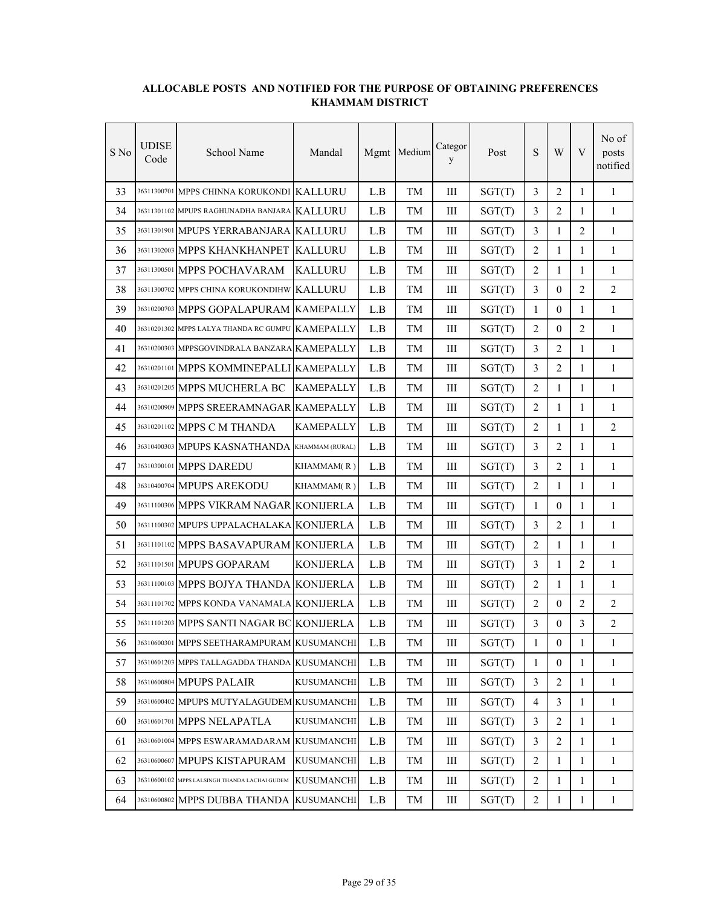**ALLOCABLE POSTS AND NOTIFIED FOR THE PURPOSE OF OBTAINING PREFERENCES KHAMMAM DISTRICT**

| S No | UDISE Code | School Name | Mandal | Mgmt | Medium | Category | Post | S | W | V | No of posts notified |
|---|---|---|---|---|---|---|---|---|---|---|---|
| 33 | 36311300701 | MPPS CHINNA KORUKONDI | KALLURU | L.B | TM | III | SGT(T) | 3 | 2 | 1 | 1 |
| 34 | 36311301102 | MPUPS RAGHUNADHA BANJARA | KALLURU | L.B | TM | III | SGT(T) | 3 | 2 | 1 | 1 |
| 35 | 36311301901 | MPUPS YERRABANJARA | KALLURU | L.B | TM | III | SGT(T) | 3 | 1 | 2 | 1 |
| 36 | 36311302003 | MPPS KHANKHANPET | KALLURU | L.B | TM | III | SGT(T) | 2 | 1 | 1 | 1 |
| 37 | 36311300501 | MPPS POCHAVARAM | KALLURU | L.B | TM | III | SGT(T) | 2 | 1 | 1 | 1 |
| 38 | 36311300702 | MPPS CHINA KORUKONDIHW | KALLURU | L.B | TM | III | SGT(T) | 3 | 0 | 2 | 2 |
| 39 | 36310200703 | MPPS GOPALAPURAM | KAMEPALLY | L.B | TM | III | SGT(T) | 1 | 0 | 1 | 1 |
| 40 | 36310201302 | MPPS LALYA THANDA RC GUMPU | KAMEPALLY | L.B | TM | III | SGT(T) | 2 | 0 | 2 | 1 |
| 41 | 36310200303 | MPPSGOVINDRALA BANZARA | KAMEPALLY | L.B | TM | III | SGT(T) | 3 | 2 | 1 | 1 |
| 42 | 36310201101 | MPPS KOMMINEPALLI | KAMEPALLY | L.B | TM | III | SGT(T) | 3 | 2 | 1 | 1 |
| 43 | 36310201205 | MPPS MUCHERLA BC | KAMEPALLY | L.B | TM | III | SGT(T) | 2 | 1 | 1 | 1 |
| 44 | 36310200909 | MPPS SREERAMNAGAR | KAMEPALLY | L.B | TM | III | SGT(T) | 2 | 1 | 1 | 1 |
| 45 | 36310201102 | MPPS C M THANDA | KAMEPALLY | L.B | TM | III | SGT(T) | 2 | 1 | 1 | 2 |
| 46 | 36310400303 | MPUPS KASNATHANDA | KHAMMAM (RURAL) | L.B | TM | III | SGT(T) | 3 | 2 | 1 | 1 |
| 47 | 36310300101 | MPPS DAREDU | KHAMMAM( R ) | L.B | TM | III | SGT(T) | 3 | 2 | 1 | 1 |
| 48 | 36310400704 | MPUPS AREKODU | KHAMMAM( R ) | L.B | TM | III | SGT(T) | 2 | 1 | 1 | 1 |
| 49 | 36311100306 | MPPS VIKRAM NAGAR | KONIJERLA | L.B | TM | III | SGT(T) | 1 | 0 | 1 | 1 |
| 50 | 36311100302 | MPUPS UPPALACHALAKA | KONIJERLA | L.B | TM | III | SGT(T) | 3 | 2 | 1 | 1 |
| 51 | 36311101102 | MPPS BASAVAPURAM | KONIJERLA | L.B | TM | III | SGT(T) | 2 | 1 | 1 | 1 |
| 52 | 36311101501 | MPUPS GOPARAM | KONIJERLA | L.B | TM | III | SGT(T) | 3 | 1 | 2 | 1 |
| 53 | 36311100103 | MPPS BOJYA THANDA | KONIJERLA | L.B | TM | III | SGT(T) | 2 | 1 | 1 | 1 |
| 54 | 36311101702 | MPPS KONDA VANAMALA | KONIJERLA | L.B | TM | III | SGT(T) | 2 | 0 | 2 | 2 |
| 55 | 36311101203 | MPPS SANTI NAGAR BC | KONIJERLA | L.B | TM | III | SGT(T) | 3 | 0 | 3 | 2 |
| 56 | 36310600301 | MPPS SEETHARAMPURAM | KUSUMANCHI | L.B | TM | III | SGT(T) | 1 | 0 | 1 | 1 |
| 57 | 36310601203 | MPPS TALLAGADDA THANDA | KUSUMANCHI | L.B | TM | III | SGT(T) | 1 | 0 | 1 | 1 |
| 58 | 36310600804 | MPUPS PALAIR | KUSUMANCHI | L.B | TM | III | SGT(T) | 3 | 2 | 1 | 1 |
| 59 | 36310600402 | MPUPS MUTYALAGUDEM | KUSUMANCHI | L.B | TM | III | SGT(T) | 4 | 3 | 1 | 1 |
| 60 | 36310601701 | MPPS NELAPATLA | KUSUMANCHI | L.B | TM | III | SGT(T) | 3 | 2 | 1 | 1 |
| 61 | 36310601004 | MPPS ESWARAMADARAM | KUSUMANCHI | L.B | TM | III | SGT(T) | 3 | 2 | 1 | 1 |
| 62 | 36310600607 | MPUPS KISTAPURAM | KUSUMANCHI | L.B | TM | III | SGT(T) | 2 | 1 | 1 | 1 |
| 63 | 36310600102 | MPPS LALSINGH THANDA LACHAI GUDEM | KUSUMANCHI | L.B | TM | III | SGT(T) | 2 | 1 | 1 | 1 |
| 64 | 36310600802 | MPPS DUBBA THANDA | KUSUMANCHI | L.B | TM | III | SGT(T) | 2 | 1 | 1 | 1 |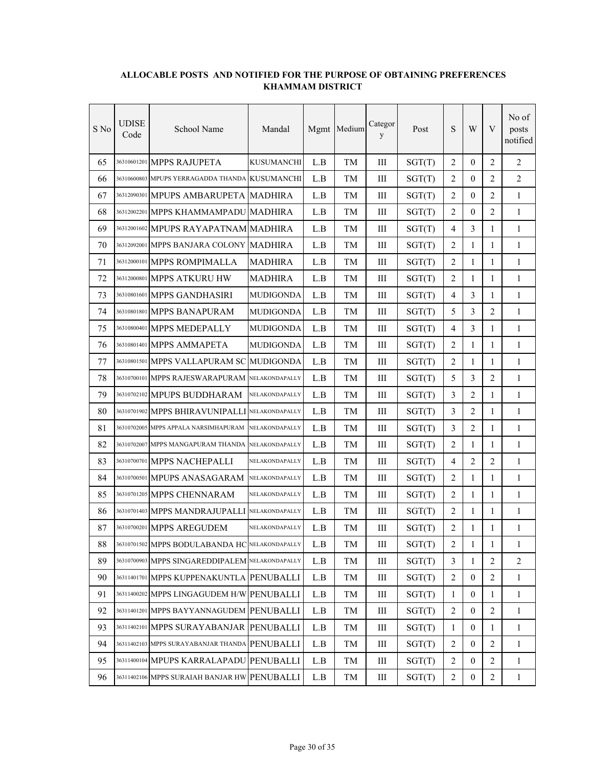**ALLOCABLE POSTS AND NOTIFIED FOR THE PURPOSE OF OBTAINING PREFERENCES**
**KHAMMAM DISTRICT**

| S No | UDISE Code | School Name | Mandal | Mgmt | Medium | Category | Post | S | W | V | No of posts notified |
|---|---|---|---|---|---|---|---|---|---|---|---|
| 65 | 36310601201 | MPPS RAJUPETA | KUSUMANCHI | L.B | TM | III | SGT(T) | 2 | 0 | 2 | 2 |
| 66 | 36310600803 | MPUPS YERRAGADDA THANDA | KUSUMANCHI | L.B | TM | III | SGT(T) | 2 | 0 | 2 | 2 |
| 67 | 36312090301 | MPUPS AMBARUPETA | MADHIRA | L.B | TM | III | SGT(T) | 2 | 0 | 2 | 1 |
| 68 | 36312002201 | MPPS KHAMMAMPADU | MADHIRA | L.B | TM | III | SGT(T) | 2 | 0 | 2 | 1 |
| 69 | 36312001602 | MPUPS RAYAPATNAM | MADHIRA | L.B | TM | III | SGT(T) | 4 | 3 | 1 | 1 |
| 70 | 36312092001 | MPPS BANJARA COLONY | MADHIRA | L.B | TM | III | SGT(T) | 2 | 1 | 1 | 1 |
| 71 | 36312000101 | MPPS ROMPIMALLA | MADHIRA | L.B | TM | III | SGT(T) | 2 | 1 | 1 | 1 |
| 72 | 36312000801 | MPPS ATKURU HW | MADHIRA | L.B | TM | III | SGT(T) | 2 | 1 | 1 | 1 |
| 73 | 36310801601 | MPPS GANDHASIRI | MUDIGONDA | L.B | TM | III | SGT(T) | 4 | 3 | 1 | 1 |
| 74 | 36310801801 | MPPS BANAPURAM | MUDIGONDA | L.B | TM | III | SGT(T) | 5 | 3 | 2 | 1 |
| 75 | 36310800401 | MPPS MEDEPALLY | MUDIGONDA | L.B | TM | III | SGT(T) | 4 | 3 | 1 | 1 |
| 76 | 36310801401 | MPPS AMMAPETA | MUDIGONDA | L.B | TM | III | SGT(T) | 2 | 1 | 1 | 1 |
| 77 | 36310801501 | MPPS VALLAPURAM SC | MUDIGONDA | L.B | TM | III | SGT(T) | 2 | 1 | 1 | 1 |
| 78 | 36310700101 | MPPS RAJESWARAPURAM | NELAKONDAPALLY | L.B | TM | III | SGT(T) | 5 | 3 | 2 | 1 |
| 79 | 36310702102 | MPUPS BUDDHARAM | NELAKONDAPALLY | L.B | TM | III | SGT(T) | 3 | 2 | 1 | 1 |
| 80 | 36310701902 | MPPS BHIRAVUNIPALLI | NELAKONDAPALLY | L.B | TM | III | SGT(T) | 3 | 2 | 1 | 1 |
| 81 | 36310702005 | MPPS APPALA NARSIMHAPURAM | NELAKONDAPALLY | L.B | TM | III | SGT(T) | 3 | 2 | 1 | 1 |
| 82 | 36310702007 | MPPS MANGAPURAM THANDA | NELAKONDAPALLY | L.B | TM | III | SGT(T) | 2 | 1 | 1 | 1 |
| 83 | 36310700701 | MPPS NACHEPALLI | NELAKONDAPALLY | L.B | TM | III | SGT(T) | 4 | 2 | 2 | 1 |
| 84 | 36310700501 | MPUPS ANASAGARAM | NELAKONDAPALLY | L.B | TM | III | SGT(T) | 2 | 1 | 1 | 1 |
| 85 | 36310701205 | MPPS CHENNARAM | NELAKONDAPALLY | L.B | TM | III | SGT(T) | 2 | 1 | 1 | 1 |
| 86 | 36310701403 | MPPS MANDRAJUPALLI | NELAKONDAPALLY | L.B | TM | III | SGT(T) | 2 | 1 | 1 | 1 |
| 87 | 36310700201 | MPPS AREGUDEM | NELAKONDAPALLY | L.B | TM | III | SGT(T) | 2 | 1 | 1 | 1 |
| 88 | 36310701502 | MPPS BODULABANDA HC | NELAKONDAPALLY | L.B | TM | III | SGT(T) | 2 | 1 | 1 | 1 |
| 89 | 36310700903 | MPPS SINGAREDDIPALEM | NELAKONDAPALLY | L.B | TM | III | SGT(T) | 3 | 1 | 2 | 2 |
| 90 | 36311401701 | MPPS KUPPENAKUNTLA | PENUBALLI | L.B | TM | III | SGT(T) | 2 | 0 | 2 | 1 |
| 91 | 36311400202 | MPPS LINGAGUDEM H/W | PENUBALLI | L.B | TM | III | SGT(T) | 1 | 0 | 1 | 1 |
| 92 | 36311401201 | MPPS BAYYANNAGUDEM | PENUBALLI | L.B | TM | III | SGT(T) | 2 | 0 | 2 | 1 |
| 93 | 36311402101 | MPPS SURAYABANJAR | PENUBALLI | L.B | TM | III | SGT(T) | 1 | 0 | 1 | 1 |
| 94 | 36311402103 | MPPS SURAYABANJAR THANDA | PENUBALLI | L.B | TM | III | SGT(T) | 2 | 0 | 2 | 1 |
| 95 | 36311400104 | MPUPS KARRALAPADU | PENUBALLI | L.B | TM | III | SGT(T) | 2 | 0 | 2 | 1 |
| 96 | 36311402106 | MPPS SURAIAH BANJAR HW | PENUBALLI | L.B | TM | III | SGT(T) | 2 | 0 | 2 | 1 |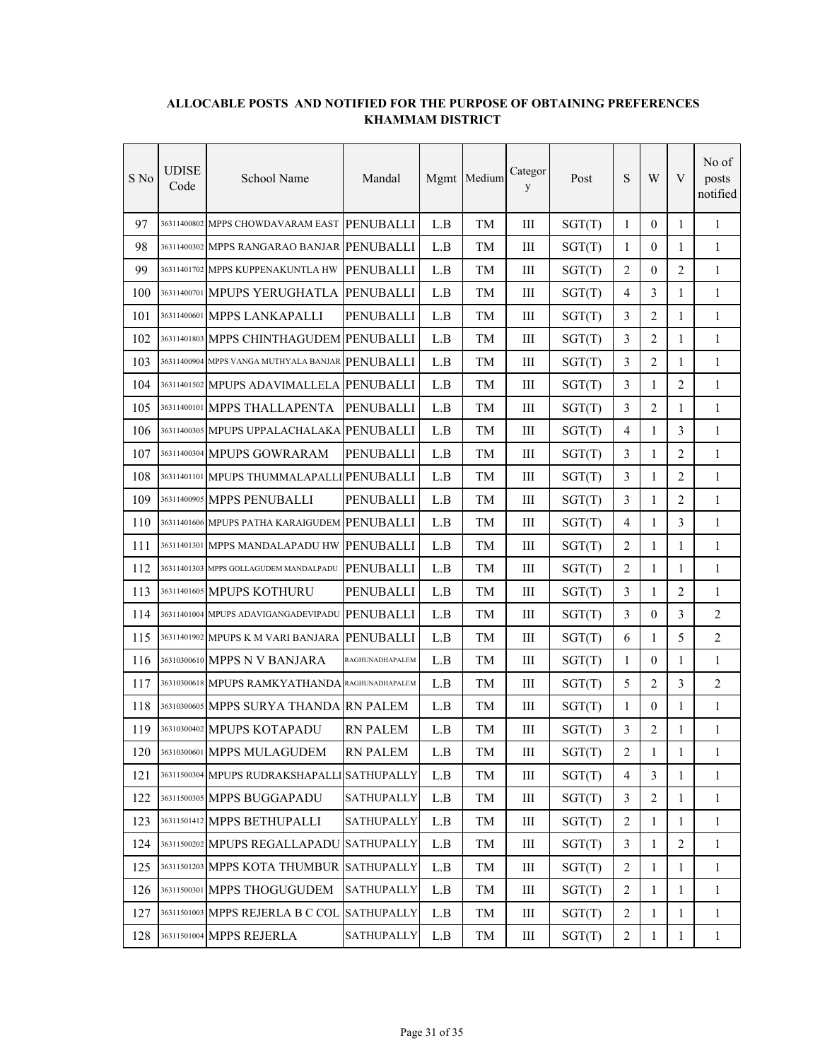**ALLOCABLE POSTS AND NOTIFIED FOR THE PURPOSE OF OBTAINING PREFERENCES KHAMMAM DISTRICT**

| S No | UDISE Code | School Name | Mandal | Mgmt | Medium | Category | Post | S | W | V | No of posts notified |
|---|---|---|---|---|---|---|---|---|---|---|---|
| 97 | 36311400802 | MPPS CHOWDAVARAM EAST | PENUBALLI | L.B | TM | III | SGT(T) | 1 | 0 | 1 | 1 |
| 98 | 36311400302 | MPPS RANGARAO BANJAR | PENUBALLI | L.B | TM | III | SGT(T) | 1 | 0 | 1 | 1 |
| 99 | 36311401702 | MPPS KUPPENAKUNTLA HW | PENUBALLI | L.B | TM | III | SGT(T) | 2 | 0 | 2 | 1 |
| 100 | 36311400701 | MPUPS YERUGHATLA | PENUBALLI | L.B | TM | III | SGT(T) | 4 | 3 | 1 | 1 |
| 101 | 36311400601 | MPPS LANKAPALLI | PENUBALLI | L.B | TM | III | SGT(T) | 3 | 2 | 1 | 1 |
| 102 | 36311401803 | MPPS CHINTHAGUDEM | PENUBALLI | L.B | TM | III | SGT(T) | 3 | 2 | 1 | 1 |
| 103 | 36311400904 | MPPS VANGA MUTHYALA BANJAR | PENUBALLI | L.B | TM | III | SGT(T) | 3 | 2 | 1 | 1 |
| 104 | 36311401502 | MPUPS ADAVIMALLELA | PENUBALLI | L.B | TM | III | SGT(T) | 3 | 1 | 2 | 1 |
| 105 | 36311400101 | MPPS THALLAPENTA | PENUBALLI | L.B | TM | III | SGT(T) | 3 | 2 | 1 | 1 |
| 106 | 36311400305 | MPUPS UPPALACHALAKA | PENUBALLI | L.B | TM | III | SGT(T) | 4 | 1 | 3 | 1 |
| 107 | 36311400304 | MPUPS GOWRARAM | PENUBALLI | L.B | TM | III | SGT(T) | 3 | 1 | 2 | 1 |
| 108 | 36311401101 | MPUPS THUMMALAPALLI | PENUBALLI | L.B | TM | III | SGT(T) | 3 | 1 | 2 | 1 |
| 109 | 36311400905 | MPPS PENUBALLI | PENUBALLI | L.B | TM | III | SGT(T) | 3 | 1 | 2 | 1 |
| 110 | 36311401606 | MPUPS PATHA KARAIGUDEM | PENUBALLI | L.B | TM | III | SGT(T) | 4 | 1 | 3 | 1 |
| 111 | 36311401301 | MPPS MANDALAPADU HW | PENUBALLI | L.B | TM | III | SGT(T) | 2 | 1 | 1 | 1 |
| 112 | 36311401303 | MPPS GOLLAGUDEM MANDALPADU | PENUBALLI | L.B | TM | III | SGT(T) | 2 | 1 | 1 | 1 |
| 113 | 36311401605 | MPUPS KOTHURU | PENUBALLI | L.B | TM | III | SGT(T) | 3 | 1 | 2 | 1 |
| 114 | 36311401004 | MPUPS ADAVIGANGADEVIPADU | PENUBALLI | L.B | TM | III | SGT(T) | 3 | 0 | 3 | 2 |
| 115 | 36311401902 | MPUPS K M VARI BANJARA | PENUBALLI | L.B | TM | III | SGT(T) | 6 | 1 | 5 | 2 |
| 116 | 36310300610 | MPPS N V BANJARA | RAGHUNADHAPALEM | L.B | TM | III | SGT(T) | 1 | 0 | 1 | 1 |
| 117 | 36310300618 | MPUPS RAMKYATHANDA | RAGHUNADHAPALEM | L.B | TM | III | SGT(T) | 5 | 2 | 3 | 2 |
| 118 | 36310300605 | MPPS SURYA THANDA | RN PALEM | L.B | TM | III | SGT(T) | 1 | 0 | 1 | 1 |
| 119 | 36310300402 | MPUPS KOTAPADU | RN PALEM | L.B | TM | III | SGT(T) | 3 | 2 | 1 | 1 |
| 120 | 36310300601 | MPPS MULAGUDEM | RN PALEM | L.B | TM | III | SGT(T) | 2 | 1 | 1 | 1 |
| 121 | 36311500304 | MPUPS RUDRAKSHAPALLI | SATHUPALLY | L.B | TM | III | SGT(T) | 4 | 3 | 1 | 1 |
| 122 | 36311500305 | MPPS BUGGAPADU | SATHUPALLY | L.B | TM | III | SGT(T) | 3 | 2 | 1 | 1 |
| 123 | 36311501412 | MPPS BETHUPALLI | SATHUPALLY | L.B | TM | III | SGT(T) | 2 | 1 | 1 | 1 |
| 124 | 36311500202 | MPUPS REGALLAPADU | SATHUPALLY | L.B | TM | III | SGT(T) | 3 | 1 | 2 | 1 |
| 125 | 36311501203 | MPPS KOTA THUMBUR | SATHUPALLY | L.B | TM | III | SGT(T) | 2 | 1 | 1 | 1 |
| 126 | 36311500301 | MPPS THOGUGUDEM | SATHUPALLY | L.B | TM | III | SGT(T) | 2 | 1 | 1 | 1 |
| 127 | 36311501003 | MPPS REJERLA B C COL | SATHUPALLY | L.B | TM | III | SGT(T) | 2 | 1 | 1 | 1 |
| 128 | 36311501004 | MPPS REJERLA | SATHUPALLY | L.B | TM | III | SGT(T) | 2 | 1 | 1 | 1 |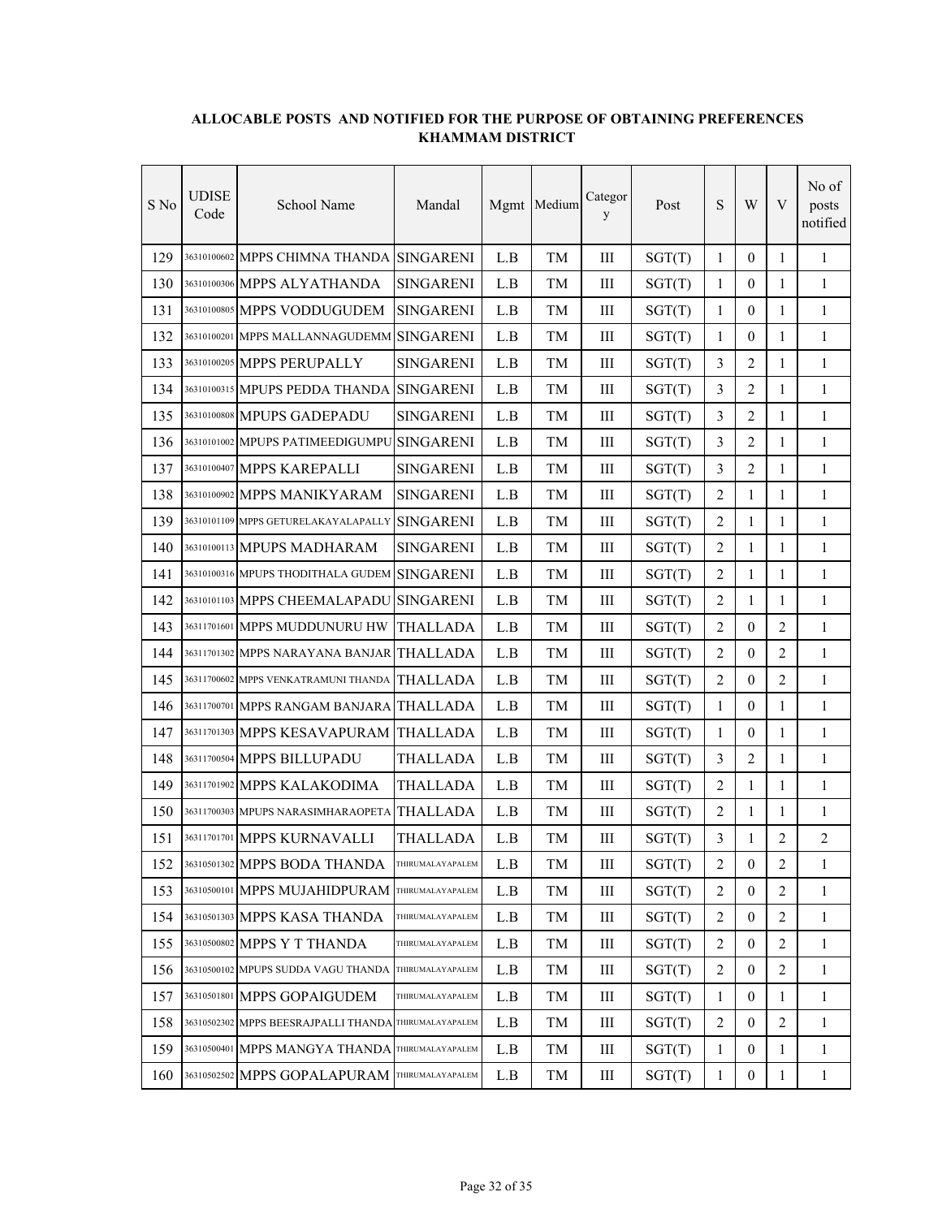**ALLOCABLE POSTS AND NOTIFIED FOR THE PURPOSE OF OBTAINING PREFERENCES**
**KHAMMAM DISTRICT**

| S No | UDISE Code | School Name | Mandal | Mgmt | Medium | Category | Post | S | W | V | No of posts notified |
|---|---|---|---|---|---|---|---|---|---|---|---|
| 129 | 36310100602 | MPPS CHIMNA THANDA | SINGARENI | L.B | TM | III | SGT(T) | 1 | 0 | 1 | 1 |
| 130 | 36310100306 | MPPS ALYATHANDA | SINGARENI | L.B | TM | III | SGT(T) | 1 | 0 | 1 | 1 |
| 131 | 36310100805 | MPPS VODDUGUDEM | SINGARENI | L.B | TM | III | SGT(T) | 1 | 0 | 1 | 1 |
| 132 | 36310100201 | MPPS MALLANNAGUDEMM | SINGARENI | L.B | TM | III | SGT(T) | 1 | 0 | 1 | 1 |
| 133 | 36310100205 | MPPS PERUPALLY | SINGARENI | L.B | TM | III | SGT(T) | 3 | 2 | 1 | 1 |
| 134 | 36310100315 | MPUPS PEDDA THANDA | SINGARENI | L.B | TM | III | SGT(T) | 3 | 2 | 1 | 1 |
| 135 | 36310100808 | MPUPS GADEPADU | SINGARENI | L.B | TM | III | SGT(T) | 3 | 2 | 1 | 1 |
| 136 | 36310101002 | MPUPS PATIMEEDIGUMPU | SINGARENI | L.B | TM | III | SGT(T) | 3 | 2 | 1 | 1 |
| 137 | 36310100407 | MPPS KAREPALLI | SINGARENI | L.B | TM | III | SGT(T) | 3 | 2 | 1 | 1 |
| 138 | 36310100902 | MPPS MANIKYARAM | SINGARENI | L.B | TM | III | SGT(T) | 2 | 1 | 1 | 1 |
| 139 | 36310101109 | MPPS GETURELAKAYALAPALLY | SINGARENI | L.B | TM | III | SGT(T) | 2 | 1 | 1 | 1 |
| 140 | 36310100113 | MPUPS MADHARAM | SINGARENI | L.B | TM | III | SGT(T) | 2 | 1 | 1 | 1 |
| 141 | 36310100316 | MPUPS THODITHALA GUDEM | SINGARENI | L.B | TM | III | SGT(T) | 2 | 1 | 1 | 1 |
| 142 | 36310101103 | MPPS CHEEMALAPADU | SINGARENI | L.B | TM | III | SGT(T) | 2 | 1 | 1 | 1 |
| 143 | 36311701601 | MPPS MUDDUNURU HW | THALLADA | L.B | TM | III | SGT(T) | 2 | 0 | 2 | 1 |
| 144 | 36311701302 | MPPS NARAYANA BANJAR | THALLADA | L.B | TM | III | SGT(T) | 2 | 0 | 2 | 1 |
| 145 | 36311700602 | MPPS VENKATRAMUNI THANDA | THALLADA | L.B | TM | III | SGT(T) | 2 | 0 | 2 | 1 |
| 146 | 36311700701 | MPPS RANGAM BANJARA | THALLADA | L.B | TM | III | SGT(T) | 1 | 0 | 1 | 1 |
| 147 | 36311701303 | MPPS KESAVAPURAM | THALLADA | L.B | TM | III | SGT(T) | 1 | 0 | 1 | 1 |
| 148 | 36311700504 | MPPS BILLUPADU | THALLADA | L.B | TM | III | SGT(T) | 3 | 2 | 1 | 1 |
| 149 | 36311701902 | MPPS KALAKODIMA | THALLADA | L.B | TM | III | SGT(T) | 2 | 1 | 1 | 1 |
| 150 | 36311700303 | MPUPS NARASIMHARAOPETA | THALLADA | L.B | TM | III | SGT(T) | 2 | 1 | 1 | 1 |
| 151 | 36311701701 | MPPS KURNAVALLI | THALLADA | L.B | TM | III | SGT(T) | 3 | 1 | 2 | 2 |
| 152 | 36310501302 | MPPS BODA THANDA | THIRUMALAYAPALEM | L.B | TM | III | SGT(T) | 2 | 0 | 2 | 1 |
| 153 | 36310500101 | MPPS MUJAHIDPURAM | THIRUMALAYAPALEM | L.B | TM | III | SGT(T) | 2 | 0 | 2 | 1 |
| 154 | 36310501303 | MPPS KASA THANDA | THIRUMALAYAPALEM | L.B | TM | III | SGT(T) | 2 | 0 | 2 | 1 |
| 155 | 36310500802 | MPPS Y T THANDA | THIRUMALAYAPALEM | L.B | TM | III | SGT(T) | 2 | 0 | 2 | 1 |
| 156 | 36310500102 | MPUPS SUDDA VAGU THANDA | THIRUMALAYAPALEM | L.B | TM | III | SGT(T) | 2 | 0 | 2 | 1 |
| 157 | 36310501801 | MPPS GOPAIGUDEM | THIRUMALAYAPALEM | L.B | TM | III | SGT(T) | 1 | 0 | 1 | 1 |
| 158 | 36310502302 | MPPS BEESRAJPALLI THANDA | THIRUMALAYAPALEM | L.B | TM | III | SGT(T) | 2 | 0 | 2 | 1 |
| 159 | 36310500401 | MPPS MANGYA THANDA | THIRUMALAYAPALEM | L.B | TM | III | SGT(T) | 1 | 0 | 1 | 1 |
| 160 | 36310502502 | MPPS GOPALAPURAM | THIRUMALAYAPALEM | L.B | TM | III | SGT(T) | 1 | 0 | 1 | 1 |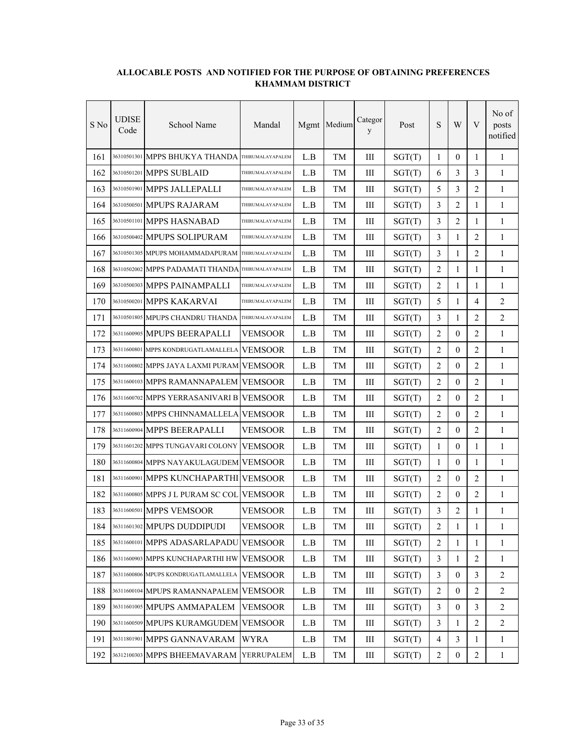**ALLOCABLE POSTS AND NOTIFIED FOR THE PURPOSE OF OBTAINING PREFERENCES KHAMMAM DISTRICT**

| S No | UDISE Code | School Name | Mandal | Mgmt | Medium | Category | Post | S | W | V | No of posts notified |
|---|---|---|---|---|---|---|---|---|---|---|---|
| 161 | 36310501301 | MPPS BHUKYA THANDA | THIRUMALAYAPALEM | L.B | TM | III | SGT(T) | 1 | 0 | 1 | 1 |
| 162 | 36310501201 | MPPS SUBLAID | THIRUMALAYAPALEM | L.B | TM | III | SGT(T) | 6 | 3 | 3 | 1 |
| 163 | 36310501901 | MPPS JALLEPALLI | THIRUMALAYAPALEM | L.B | TM | III | SGT(T) | 5 | 3 | 2 | 1 |
| 164 | 36310500501 | MPUPS RAJARAM | THIRUMALAYAPALEM | L.B | TM | III | SGT(T) | 3 | 2 | 1 | 1 |
| 165 | 36310501101 | MPPS HASNABAD | THIRUMALAYAPALEM | L.B | TM | III | SGT(T) | 3 | 2 | 1 | 1 |
| 166 | 36310500402 | MPUPS SOLIPURAM | THIRUMALAYAPALEM | L.B | TM | III | SGT(T) | 3 | 1 | 2 | 1 |
| 167 | 36310501305 | MPUPS MOHAMMADAPURAM | THIRUMALAYAPALEM | L.B | TM | III | SGT(T) | 3 | 1 | 2 | 1 |
| 168 | 36310502002 | MPPS PADAMATI THANDA | THIRUMALAYAPALEM | L.B | TM | III | SGT(T) | 2 | 1 | 1 | 1 |
| 169 | 36310500303 | MPPS PAINAMPALLI | THIRUMALAYAPALEM | L.B | TM | III | SGT(T) | 2 | 1 | 1 | 1 |
| 170 | 36310500201 | MPPS KAKARVAI | THIRUMALAYAPALEM | L.B | TM | III | SGT(T) | 5 | 1 | 4 | 2 |
| 171 | 36310501805 | MPUPS CHANDRU THANDA | THIRUMALAYAPALEM | L.B | TM | III | SGT(T) | 3 | 1 | 2 | 2 |
| 172 | 36311600905 | MPUPS BEERAPALLI | VEMSOOR | L.B | TM | III | SGT(T) | 2 | 0 | 2 | 1 |
| 173 | 36311600801 | MPPS KONDRUGATLAMALLELA | VEMSOOR | L.B | TM | III | SGT(T) | 2 | 0 | 2 | 1 |
| 174 | 36311600802 | MPPS JAYA LAXMI PURAM | VEMSOOR | L.B | TM | III | SGT(T) | 2 | 0 | 2 | 1 |
| 175 | 36311600103 | MPPS RAMANNAPALEM | VEMSOOR | L.B | TM | III | SGT(T) | 2 | 0 | 2 | 1 |
| 176 | 36311600702 | MPPS YERRASANIVARI B | VEMSOOR | L.B | TM | III | SGT(T) | 2 | 0 | 2 | 1 |
| 177 | 36311600803 | MPPS CHINNAMALLELA | VEMSOOR | L.B | TM | III | SGT(T) | 2 | 0 | 2 | 1 |
| 178 | 36311600904 | MPPS BEERAPALLI | VEMSOOR | L.B | TM | III | SGT(T) | 2 | 0 | 2 | 1 |
| 179 | 36311601202 | MPPS TUNGAVARI COLONY | VEMSOOR | L.B | TM | III | SGT(T) | 1 | 0 | 1 | 1 |
| 180 | 36311600804 | MPPS NAYAKULAGUDEM | VEMSOOR | L.B | TM | III | SGT(T) | 1 | 0 | 1 | 1 |
| 181 | 36311600901 | MPPS KUNCHAPARTHI | VEMSOOR | L.B | TM | III | SGT(T) | 2 | 0 | 2 | 1 |
| 182 | 36311600805 | MPPS J L PURAM SC COL | VEMSOOR | L.B | TM | III | SGT(T) | 2 | 0 | 2 | 1 |
| 183 | 36311600501 | MPPS VEMSOOR | VEMSOOR | L.B | TM | III | SGT(T) | 3 | 2 | 1 | 1 |
| 184 | 36311601302 | MPUPS DUDDIPUDI | VEMSOOR | L.B | TM | III | SGT(T) | 2 | 1 | 1 | 1 |
| 185 | 36311600101 | MPPS ADASARLAPADU | VEMSOOR | L.B | TM | III | SGT(T) | 2 | 1 | 1 | 1 |
| 186 | 36311600903 | MPPS KUNCHAPARTHI HW | VEMSOOR | L.B | TM | III | SGT(T) | 3 | 1 | 2 | 1 |
| 187 | 36311600806 | MPUPS KONDRUGATLAMALLELA | VEMSOOR | L.B | TM | III | SGT(T) | 3 | 0 | 3 | 2 |
| 188 | 36311600104 | MPUPS RAMANNAPALEM | VEMSOOR | L.B | TM | III | SGT(T) | 2 | 0 | 2 | 2 |
| 189 | 36311601005 | MPUPS AMMAPALEM | VEMSOOR | L.B | TM | III | SGT(T) | 3 | 0 | 3 | 2 |
| 190 | 36311600509 | MPUPS KURAMGUDEM | VEMSOOR | L.B | TM | III | SGT(T) | 3 | 1 | 2 | 2 |
| 191 | 36311801901 | MPPS GANNAVARAM | WYRA | L.B | TM | III | SGT(T) | 4 | 3 | 1 | 1 |
| 192 | 36312100303 | MPPS BHEEMAVARAM | YERRUPALEM | L.B | TM | III | SGT(T) | 2 | 0 | 2 | 1 |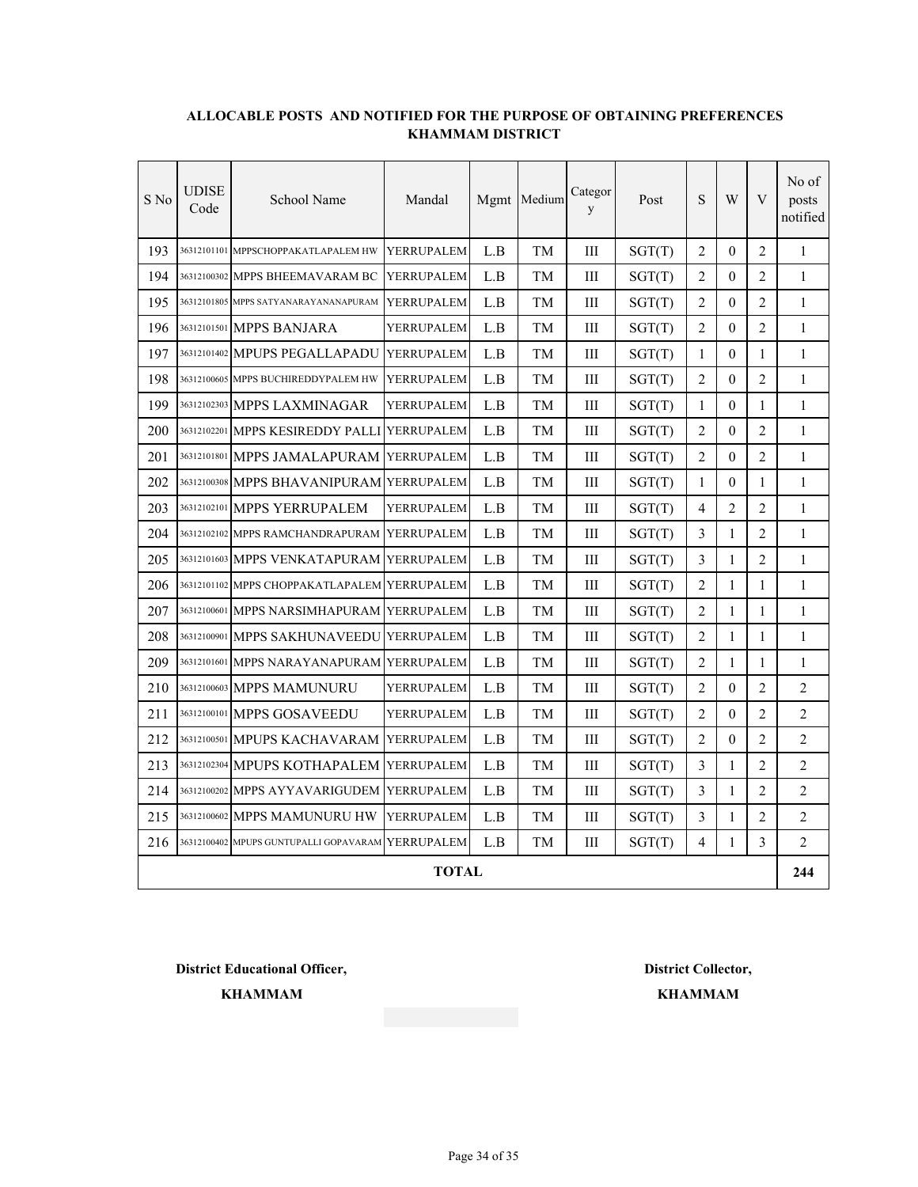**ALLOCABLE POSTS AND NOTIFIED FOR THE PURPOSE OF OBTAINING PREFERENCES**
**KHAMMAM DISTRICT**

| S No | UDISE Code | School Name | Mandal | Mgmt | Medium | Category | Post | S | W | V | No of posts notified |
|---|---|---|---|---|---|---|---|---|---|---|---|
| 193 | 36312101101 | MPPSCHOPPAKATLAPALEM HW | YERRUPALEM | L.B | TM | III | SGT(T) | 2 | 0 | 2 | 1 |
| 194 | 36312100302 | MPPS BHEEMAVARAM BC | YERRUPALEM | L.B | TM | III | SGT(T) | 2 | 0 | 2 | 1 |
| 195 | 36312101805 | MPPS SATYANARAYANANAPURAM | YERRUPALEM | L.B | TM | III | SGT(T) | 2 | 0 | 2 | 1 |
| 196 | 36312101501 | MPPS BANJARA | YERRUPALEM | L.B | TM | III | SGT(T) | 2 | 0 | 2 | 1 |
| 197 | 36312101402 | MPUPS PEGALLAPADU | YERRUPALEM | L.B | TM | III | SGT(T) | 1 | 0 | 1 | 1 |
| 198 | 36312100605 | MPPS BUCHIREDDYPALEM HW | YERRUPALEM | L.B | TM | III | SGT(T) | 2 | 0 | 2 | 1 |
| 199 | 36312102303 | MPPS LAXMINAGAR | YERRUPALEM | L.B | TM | III | SGT(T) | 1 | 0 | 1 | 1 |
| 200 | 36312102201 | MPPS KESIREDDY PALLI | YERRUPALEM | L.B | TM | III | SGT(T) | 2 | 0 | 2 | 1 |
| 201 | 36312101801 | MPPS JAMALAPURAM | YERRUPALEM | L.B | TM | III | SGT(T) | 2 | 0 | 2 | 1 |
| 202 | 36312100308 | MPPS BHAVANIPURAM | YERRUPALEM | L.B | TM | III | SGT(T) | 1 | 0 | 1 | 1 |
| 203 | 36312102101 | MPPS YERRUPALEM | YERRUPALEM | L.B | TM | III | SGT(T) | 4 | 2 | 2 | 1 |
| 204 | 36312102102 | MPPS RAMCHANDRAPURAM | YERRUPALEM | L.B | TM | III | SGT(T) | 3 | 1 | 2 | 1 |
| 205 | 36312101603 | MPPS VENKATAPURAM | YERRUPALEM | L.B | TM | III | SGT(T) | 3 | 1 | 2 | 1 |
| 206 | 36312101102 | MPPS CHOPPAKATLAPALEM | YERRUPALEM | L.B | TM | III | SGT(T) | 2 | 1 | 1 | 1 |
| 207 | 36312100601 | MPPS NARSIMHAPURAM | YERRUPALEM | L.B | TM | III | SGT(T) | 2 | 1 | 1 | 1 |
| 208 | 36312100901 | MPPS SAKHUNAVEEDU | YERRUPALEM | L.B | TM | III | SGT(T) | 2 | 1 | 1 | 1 |
| 209 | 36312101601 | MPPS NARAYANAPURAM | YERRUPALEM | L.B | TM | III | SGT(T) | 2 | 1 | 1 | 1 |
| 210 | 36312100603 | MPPS MAMUNURU | YERRUPALEM | L.B | TM | III | SGT(T) | 2 | 0 | 2 | 2 |
| 211 | 36312100101 | MPPS GOSAVEEDU | YERRUPALEM | L.B | TM | III | SGT(T) | 2 | 0 | 2 | 2 |
| 212 | 36312100501 | MPUPS KACHAVARAM | YERRUPALEM | L.B | TM | III | SGT(T) | 2 | 0 | 2 | 2 |
| 213 | 36312102304 | MPUPS KOTHAPALEM | YERRUPALEM | L.B | TM | III | SGT(T) | 3 | 1 | 2 | 2 |
| 214 | 36312100202 | MPPS AYYAVARIGUDEM | YERRUPALEM | L.B | TM | III | SGT(T) | 3 | 1 | 2 | 2 |
| 215 | 36312100602 | MPPS MAMUNURU HW | YERRUPALEM | L.B | TM | III | SGT(T) | 3 | 1 | 2 | 2 |
| 216 | 36312100402 | MPUPS GUNTUPALLI GOPAVARAM | YERRUPALEM | L.B | TM | III | SGT(T) | 4 | 1 | 3 | 2 |
| **TOTAL** | | | | | | | | | | | **244** |

**District Educational Officer,**
**KHAMMAM**

**District Collector,**
**KHAMMAM**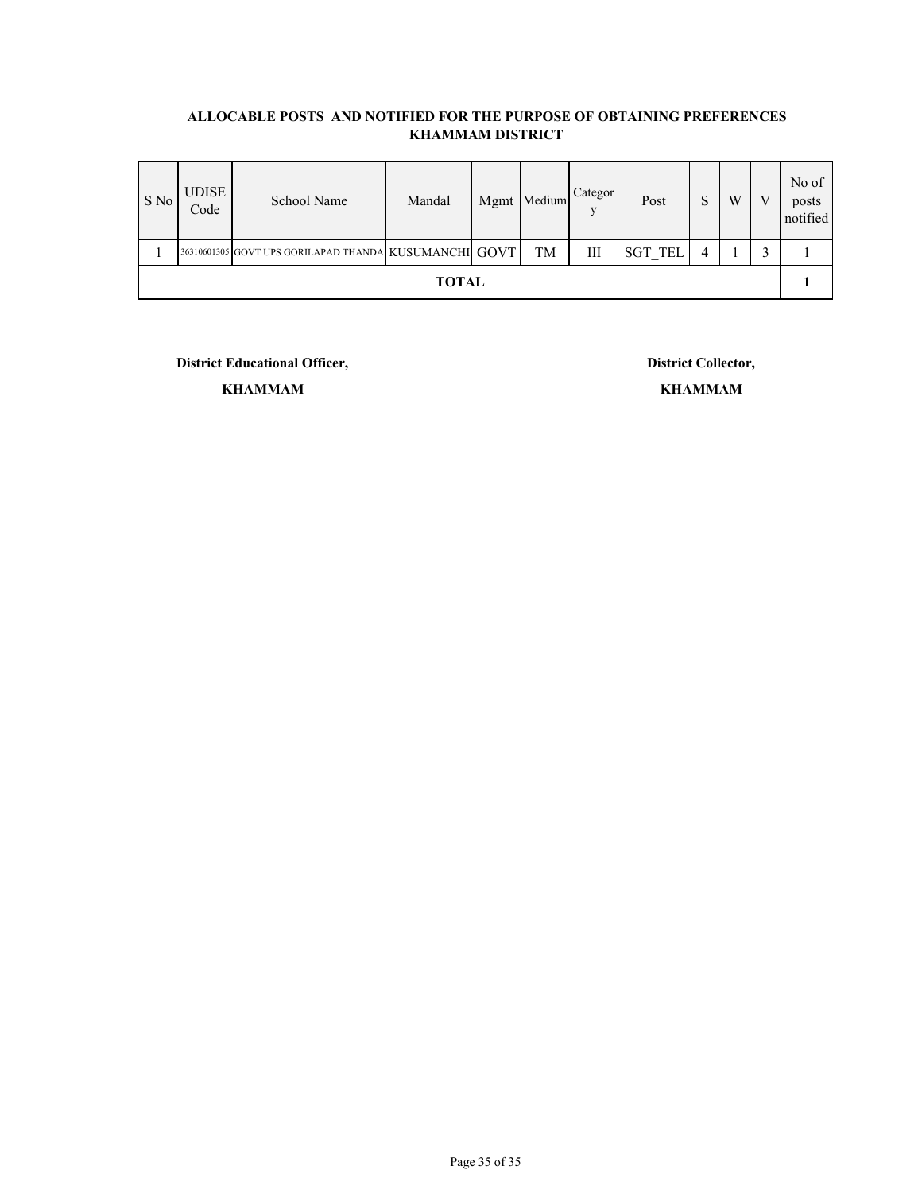**ALLOCABLE POSTS AND NOTIFIED FOR THE PURPOSE OF OBTAINING PREFERENCES**
**KHAMMAM DISTRICT**

| S No | UDISE Code | School Name | Mandal | Mgmt | Medium | Category | Post | S | W | V | No of posts notified |
|---|---|---|---|---|---|---|---|---|---|---|---|
| 1 | 36310601305 | GOVT UPS GORILAPAD THANDA | KUSUMANCHI | GOVT | TM | III | SGT_TEL | 4 | 1 | 3 | 1 |
| **TOTAL** | | | | | | | | | | | **1** |

**District Educational Officer,**
**KHAMMAM**

**District Collector,**
**KHAMMAM**